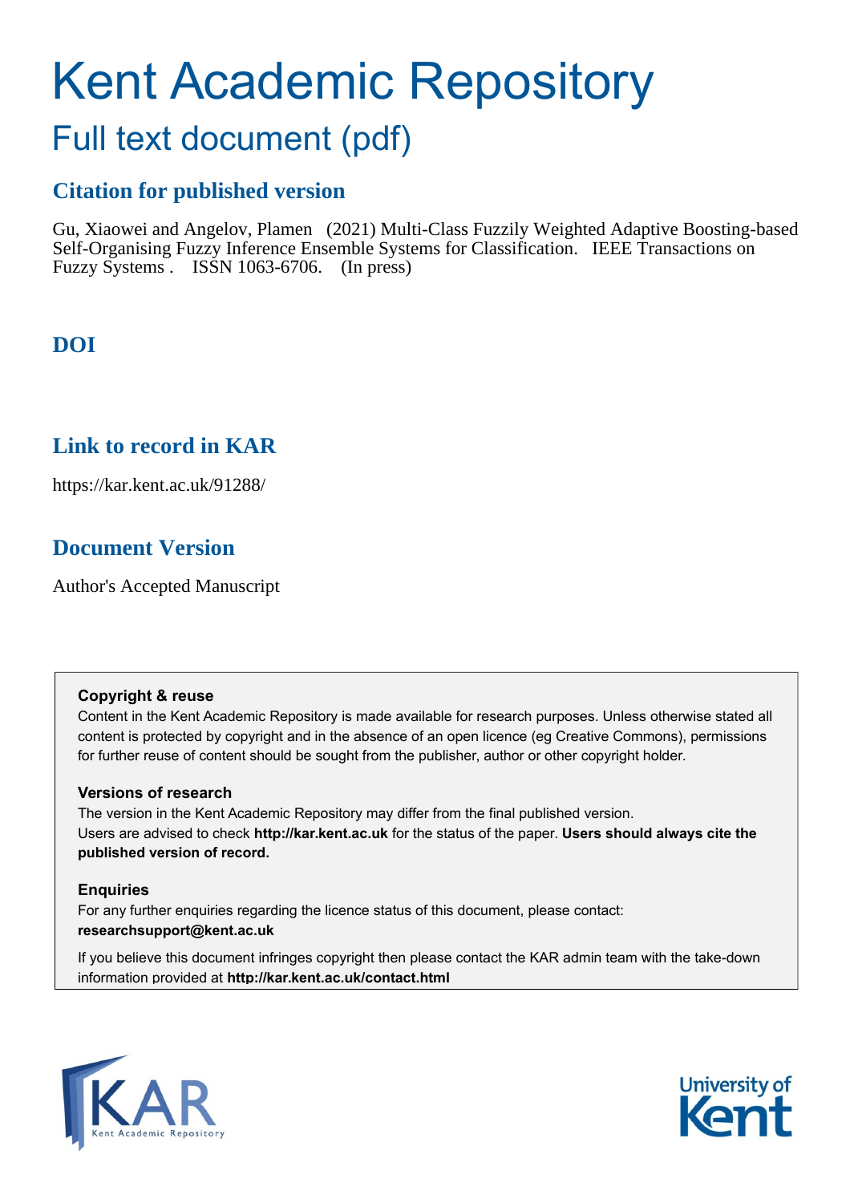# Kent Academic Repository

## Full text document (pdf)

### Citation for published version

Gu, Xiaowei and Angelov, Plamen (2021) Multi-Class Fuzzily Weighted Adaptive Boosting-based Self-Organising Fuzzy Inference Ensemble Systems for Classification. IEEE Transactions on Fuzzy Systems . ISSN 1063-6706. (In press)

### DOI

### Link to record in KAR

https://kar.kent.ac.uk/91288/

### Document Version

Author's Accepted Manuscript

**Copyright & reuse**

Content in the Kent Academic Repository is made available for research purposes. Unless otherwise stated all content is protected by copyright and in the absence of an open licence (eg Creative Commons), permissions for further reuse of content should be sought from the publisher, author or other copyright holder.

**Versions of research**

The version in the Kent Academic Repository may differ from the final published version. Users are advised to check **http://kar.kent.ac.uk** for the status of the paper. **Users should always cite the published version of record.**

**Enquiries**

For any further enquiries regarding the licence status of this document, please contact: **researchsupport@kent.ac.uk**

If you believe this document infringes copyright then please contact the KAR admin team with the take-down information provided at **http://kar.kent.ac.uk/contact.html**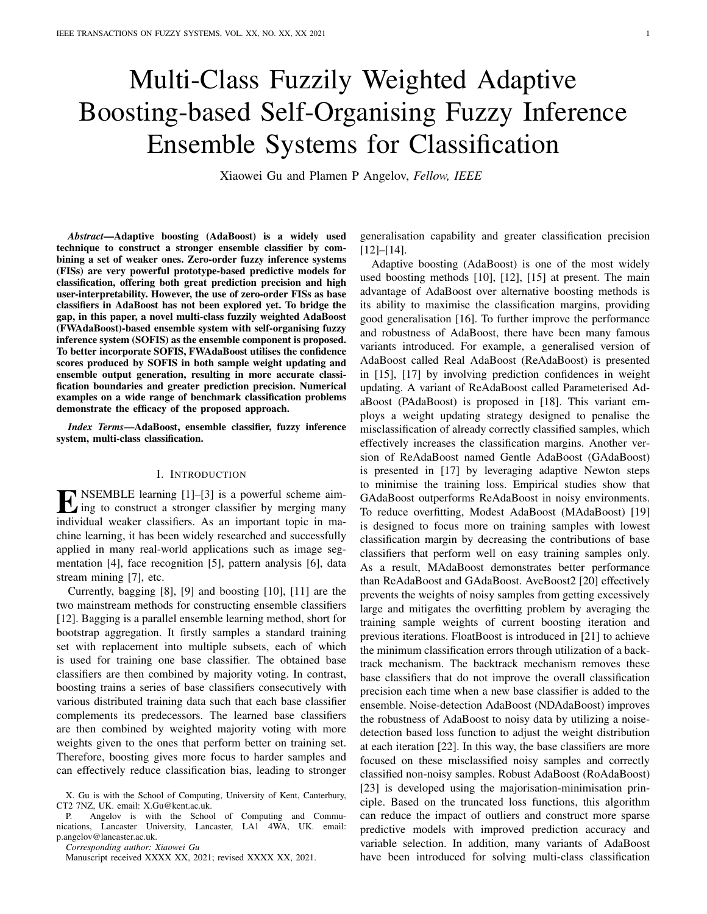# Multi-Class Fuzzily Weighted Adaptive Boosting-based Self-Organising Fuzzy Inference Ensemble Systems for Classification

Xiaowei Gu and Plamen P Angelov, *Fellow, IEEE*

***Abstract*—Adaptive boosting (AdaBoost) is a widely used technique to construct a stronger ensemble classifier by combining a set of weaker ones. Zero-order fuzzy inference systems (FISs) are very powerful prototype-based predictive models for classification, offering both great prediction precision and high user-interpretability. However, the use of zero-order FISs as base classifiers in AdaBoost has not been explored yet. To bridge the gap, in this paper, a novel multi-class fuzzily weighted AdaBoost (FWAdaBoost)-based ensemble system with self-organising fuzzy inference system (SOFIS) as the ensemble component is proposed. To better incorporate SOFIS, FWAdaBoost utilises the confidence scores produced by SOFIS in both sample weight updating and ensemble output generation, resulting in more accurate classification boundaries and greater prediction precision. Numerical examples on a wide range of benchmark classification problems demonstrate the efficacy of the proposed approach.**

***Index Terms*—AdaBoost, ensemble classifier, fuzzy inference system, multi-class classification.**

## I. Introduction

Ensemble learning [1]–[3] is a powerful scheme aiming to construct a stronger classifier by merging many individual weaker classifiers. As an important topic in machine learning, it has been widely researched and successfully applied in many real-world applications such as image segmentation [4], face recognition [5], pattern analysis [6], data stream mining [7], etc.

Currently, bagging [8], [9] and boosting [10], [11] are the two mainstream methods for constructing ensemble classifiers [12]. Bagging is a parallel ensemble learning method, short for bootstrap aggregation. It firstly samples a standard training set with replacement into multiple subsets, each of which is used for training one base classifier. The obtained base classifiers are then combined by majority voting. In contrast, boosting trains a series of base classifiers consecutively with various distributed training data such that each base classifier complements its predecessors. The learned base classifiers are then combined by weighted majority voting with more weights given to the ones that perform better on training set. Therefore, boosting gives more focus to harder samples and can effectively reduce classification bias, leading to stronger generalisation capability and greater classification precision [12]–[14].

Adaptive boosting (AdaBoost) is one of the most widely used boosting methods [10], [12], [15] at present. The main advantage of AdaBoost over alternative boosting methods is its ability to maximise the classification margins, providing good generalisation [16]. To further improve the performance and robustness of AdaBoost, there have been many famous variants introduced. For example, a generalised version of AdaBoost called Real AdaBoost (ReAdaBoost) is presented in [15], [17] by involving prediction confidences in weight updating. A variant of ReAdaBoost called Parameterised AdaBoost (PAdaBoost) is proposed in [18]. This variant employs a weight updating strategy designed to penalise the misclassification of already correctly classified samples, which effectively increases the classification margins. Another version of ReAdaBoost named Gentle AdaBoost (GAdaBoost) is presented in [17] by leveraging adaptive Newton steps to minimise the training loss. Empirical studies show that GAdaBoost outperforms ReAdaBoost in noisy environments. To reduce overfitting, Modest AdaBoost (MAdaBoost) [19] is designed to focus more on training samples with lowest classification margin by decreasing the contributions of base classifiers that perform well on easy training samples only. As a result, MAdaBoost demonstrates better performance than ReAdaBoost and GAdaBoost. AveBoost2 [20] effectively prevents the weights of noisy samples from getting excessively large and mitigates the overfitting problem by averaging the training sample weights of current boosting iteration and previous iterations. FloatBoost is introduced in [21] to achieve the minimum classification errors through utilization of a backtrack mechanism. The backtrack mechanism removes these base classifiers that do not improve the overall classification precision each time when a new base classifier is added to the ensemble. Noise-detection AdaBoost (NDAdaBoost) improves the robustness of AdaBoost to noisy data by utilizing a noise-detection based loss function to adjust the weight distribution at each iteration [22]. In this way, the base classifiers are more focused on these misclassified noisy samples and correctly classified non-noisy samples. Robust AdaBoost (RoAdaBoost) [23] is developed using the majorisation-minimisation principle. Based on the truncated loss functions, this algorithm can reduce the impact of outliers and construct more sparse predictive models with improved prediction accuracy and variable selection. In addition, many variants of AdaBoost have been introduced for solving multi-class classification

X. Gu is with the School of Computing, University of Kent, Canterbury, CT2 7NZ, UK. email: X.Gu@kent.ac.uk.

P. Angelov is with the School of Computing and Communications, Lancaster University, Lancaster, LA1 4WA, UK. email: p.angelov@lancaster.ac.uk.

*Corresponding author: Xiaowei Gu*

Manuscript received XXXX XX, 2021; revised XXXX XX, 2021.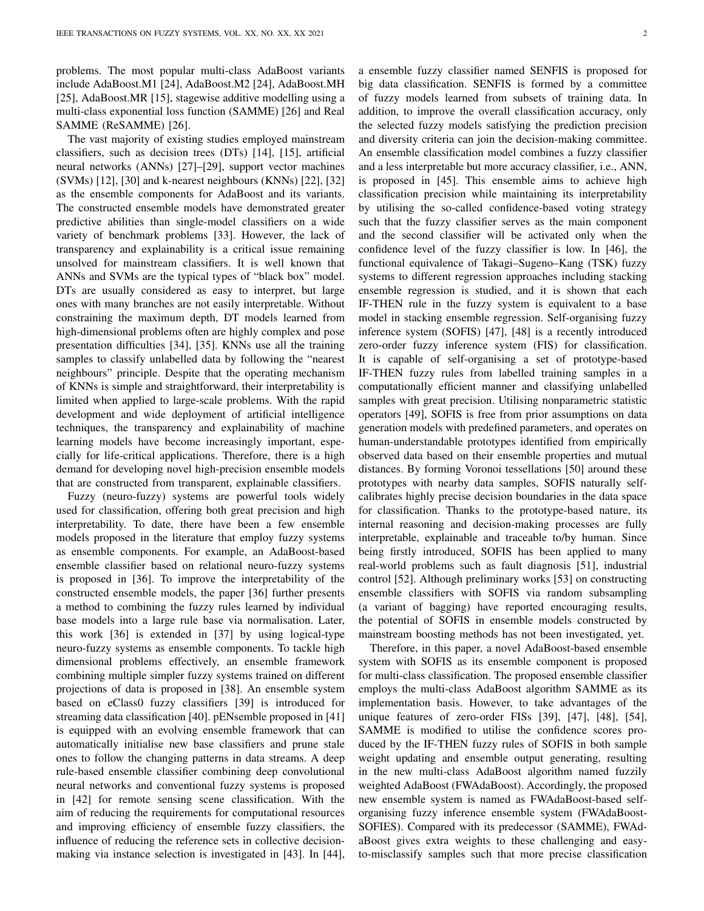problems. The most popular multi-class AdaBoost variants include AdaBoost.M1 [24], AdaBoost.M2 [24], AdaBoost.MH [25], AdaBoost.MR [15], stagewise additive modelling using a multi-class exponential loss function (SAMME) [26] and Real SAMME (ReSAMME) [26].

The vast majority of existing studies employed mainstream classifiers, such as decision trees (DTs) [14], [15], artificial neural networks (ANNs) [27]–[29], support vector machines (SVMs) [12], [30] and k-nearest neighbours (KNNs) [22], [32] as the ensemble components for AdaBoost and its variants. The constructed ensemble models have demonstrated greater predictive abilities than single-model classifiers on a wide variety of benchmark problems [33]. However, the lack of transparency and explainability is a critical issue remaining unsolved for mainstream classifiers. It is well known that ANNs and SVMs are the typical types of "black box" model. DTs are usually considered as easy to interpret, but large ones with many branches are not easily interpretable. Without constraining the maximum depth, DT models learned from high-dimensional problems often are highly complex and pose presentation difficulties [34], [35]. KNNs use all the training samples to classify unlabelled data by following the "nearest neighbours" principle. Despite that the operating mechanism of KNNs is simple and straightforward, their interpretability is limited when applied to large-scale problems. With the rapid development and wide deployment of artificial intelligence techniques, the transparency and explainability of machine learning models have become increasingly important, especially for life-critical applications. Therefore, there is a high demand for developing novel high-precision ensemble models that are constructed from transparent, explainable classifiers.

Fuzzy (neuro-fuzzy) systems are powerful tools widely used for classification, offering both great precision and high interpretability. To date, there have been a few ensemble models proposed in the literature that employ fuzzy systems as ensemble components. For example, an AdaBoost-based ensemble classifier based on relational neuro-fuzzy systems is proposed in [36]. To improve the interpretability of the constructed ensemble models, the paper [36] further presents a method to combining the fuzzy rules learned by individual base models into a large rule base via normalisation. Later, this work [36] is extended in [37] by using logical-type neuro-fuzzy systems as ensemble components. To tackle high dimensional problems effectively, an ensemble framework combining multiple simpler fuzzy systems trained on different projections of data is proposed in [38]. An ensemble system based on eClass0 fuzzy classifiers [39] is introduced for streaming data classification [40]. pENsemble proposed in [41] is equipped with an evolving ensemble framework that can automatically initialise new base classifiers and prune stale ones to follow the changing patterns in data streams. A deep rule-based ensemble classifier combining deep convolutional neural networks and conventional fuzzy systems is proposed in [42] for remote sensing scene classification. With the aim of reducing the requirements for computational resources and improving efficiency of ensemble fuzzy classifiers, the influence of reducing the reference sets in collective decision-making via instance selection is investigated in [43]. In [44], a ensemble fuzzy classifier named SENFIS is proposed for big data classification. SENFIS is formed by a committee of fuzzy models learned from subsets of training data. In addition, to improve the overall classification accuracy, only the selected fuzzy models satisfying the prediction precision and diversity criteria can join the decision-making committee. An ensemble classification model combines a fuzzy classifier and a less interpretable but more accuracy classifier, i.e., ANN, is proposed in [45]. This ensemble aims to achieve high classification precision while maintaining its interpretability by utilising the so-called confidence-based voting strategy such that the fuzzy classifier serves as the main component and the second classifier will be activated only when the confidence level of the fuzzy classifier is low. In [46], the functional equivalence of Takagi–Sugeno–Kang (TSK) fuzzy systems to different regression approaches including stacking ensemble regression is studied, and it is shown that each IF-THEN rule in the fuzzy system is equivalent to a base model in stacking ensemble regression. Self-organising fuzzy inference system (SOFIS) [47], [48] is a recently introduced zero-order fuzzy inference system (FIS) for classification. It is capable of self-organising a set of prototype-based IF-THEN fuzzy rules from labelled training samples in a computationally efficient manner and classifying unlabelled samples with great precision. Utilising nonparametric statistic operators [49], SOFIS is free from prior assumptions on data generation models with predefined parameters, and operates on human-understandable prototypes identified from empirically observed data based on their ensemble properties and mutual distances. By forming Voronoi tessellations [50] around these prototypes with nearby data samples, SOFIS naturally self-calibrates highly precise decision boundaries in the data space for classification. Thanks to the prototype-based nature, its internal reasoning and decision-making processes are fully interpretable, explainable and traceable to/by human. Since being firstly introduced, SOFIS has been applied to many real-world problems such as fault diagnosis [51], industrial control [52]. Although preliminary works [53] on constructing ensemble classifiers with SOFIS via random subsampling (a variant of bagging) have reported encouraging results, the potential of SOFIS in ensemble models constructed by mainstream boosting methods has not been investigated, yet.

Therefore, in this paper, a novel AdaBoost-based ensemble system with SOFIS as its ensemble component is proposed for multi-class classification. The proposed ensemble classifier employs the multi-class AdaBoost algorithm SAMME as its implementation basis. However, to take advantages of the unique features of zero-order FISs [39], [47], [48], [54], SAMME is modified to utilise the confidence scores produced by the IF-THEN fuzzy rules of SOFIS in both sample weight updating and ensemble output generating, resulting in the new multi-class AdaBoost algorithm named fuzzily weighted AdaBoost (FWAdaBoost). Accordingly, the proposed new ensemble system is named as FWAdaBoost-based self-organising fuzzy inference ensemble system (FWAdaBoost-SOFIES). Compared with its predecessor (SAMME), FWAdaBoost gives extra weights to these challenging and easy-to-misclassify samples such that more precise classification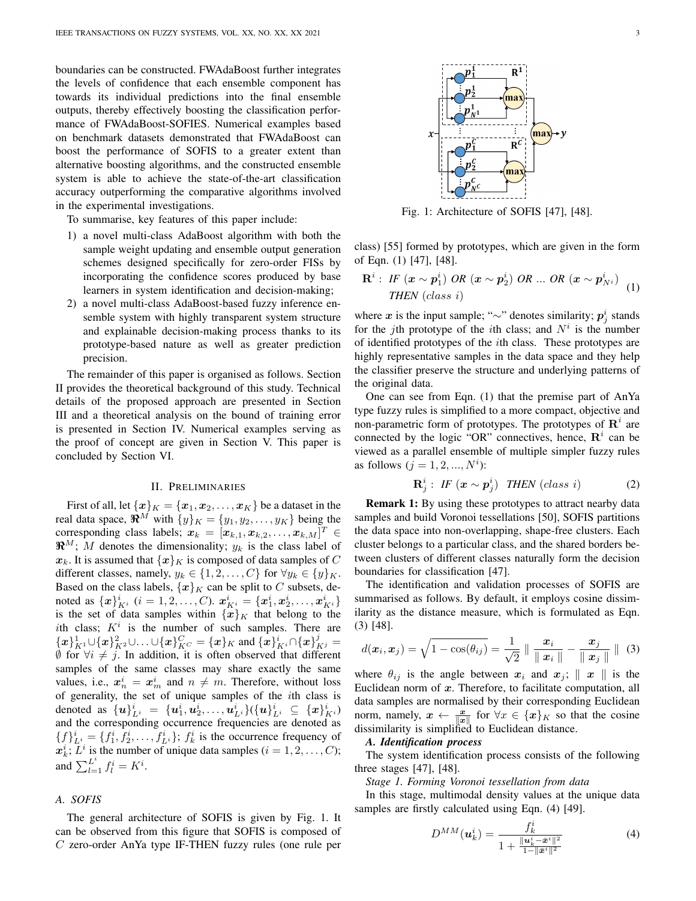boundaries can be constructed. FWAdaBoost further integrates the levels of confidence that each ensemble component has towards its individual predictions into the final ensemble outputs, thereby effectively boosting the classification performance of FWAdaBoost-SOFIES. Numerical examples based on benchmark datasets demonstrated that FWAdaBoost can boost the performance of SOFIS to a greater extent than alternative boosting algorithms, and the constructed ensemble system is able to achieve the state-of-the-art classification accuracy outperforming the comparative algorithms involved in the experimental investigations.

To summarise, key features of this paper include:

1) a novel multi-class AdaBoost algorithm with both the sample weight updating and ensemble output generation schemes designed specifically for zero-order FISs by incorporating the confidence scores produced by base learners in system identification and decision-making;
2) a novel multi-class AdaBoost-based fuzzy inference ensemble system with highly transparent system structure and explainable decision-making process thanks to its prototype-based nature as well as greater prediction precision.

The remainder of this paper is organised as follows. Section II provides the theoretical background of this study. Technical details of the proposed approach are presented in Section III and a theoretical analysis on the bound of training error is presented in Section IV. Numerical examples serving as the proof of concept are given in Section V. This paper is concluded by Section VI.

## II. Preliminaries

First of all, let $\{\boldsymbol{x}\}_K = \{\boldsymbol{x}_1, \boldsymbol{x}_2, \ldots, \boldsymbol{x}_K\}$ be a dataset in the real data space, $\Re^M$ with $\{y\}_K = \{y_1, y_2, \ldots, y_K\}$ being the corresponding class labels; $\boldsymbol{x}_k = [x_{k,1}, x_{k,2}, \ldots, x_{k,M}]^T \in \Re^M$; $M$ denotes the dimensionality; $y_k$ is the class label of $\boldsymbol{x}_k$. It is assumed that $\{\boldsymbol{x}\}_K$ is composed of data samples of $C$ different classes, namely, $y_k \in \{1, 2, \ldots, C\}$ for $\forall y_k \in \{y\}_K$. Based on the class labels, $\{\boldsymbol{x}\}_K$ can be split to $C$ subsets, denoted as $\{\boldsymbol{x}\}^i_{K^i}$ $(i = 1, 2, \ldots, C)$. $\boldsymbol{x}^i_{K^i} = \{\boldsymbol{x}^i_1, \boldsymbol{x}^i_2, \ldots, \boldsymbol{x}^i_{K^i}\}$ is the set of data samples within $\{\boldsymbol{x}\}_K$ that belong to the $i$th class; $K^i$ is the number of such samples. There are $\{\boldsymbol{x}\}^1_{K^1} \cup \{\boldsymbol{x}\}^2_{K^2} \cup \ldots \cup \{\boldsymbol{x}\}^C_{K^C} = \{\boldsymbol{x}\}_K$ and $\{\boldsymbol{x}\}^i_{K^i} \cap \{\boldsymbol{x}\}^j_{K^j} = \emptyset$ for $\forall i \neq j$. In addition, it is often observed that different samples of the same classes may share exactly the same values, i.e., $\boldsymbol{x}^i_n = \boldsymbol{x}^i_m$ and $n \neq m$. Therefore, without loss of generality, the set of unique samples of the $i$th class is denoted as $\{\boldsymbol{u}\}^i_{L^i} = \{\boldsymbol{u}^i_1, \boldsymbol{u}^i_2, \ldots, \boldsymbol{u}^i_{L^i}\}(\{\boldsymbol{u}\}^i_{L^i} \subseteq \{\boldsymbol{x}\}^i_{K^i})$ and the corresponding occurrence frequencies are denoted as $\{f\}^i_{L^i} = \{f^i_1, f^i_2, \ldots, f^i_{L^i}\}$; $f^i_k$ is the occurrence frequency of $\boldsymbol{x}^i_k$; $L^i$ is the number of unique data samples $(i = 1, 2, \ldots, C)$; and $\sum_{l=1}^{L^i} f_l = K^i$.

### A. SOFIS

The general architecture of SOFIS is given by Fig. 1. It can be observed from this figure that SOFIS is composed of $C$ zero-order AnYa type IF-THEN fuzzy rules (one rule per class) [55] formed by prototypes, which are given in the form of Eqn. (1) [47], [48].

Fig. 1: Architecture of SOFIS [47], [48].

$$\mathbf{R}^i: \ \textit{IF} \ (\boldsymbol{x} \sim \boldsymbol{p}^i_1) \ \textit{OR} \ (\boldsymbol{x} \sim \boldsymbol{p}^i_2) \ \textit{OR} \ \ldots \ \textit{OR} \ (\boldsymbol{x} \sim \boldsymbol{p}^i_{N^i}) \quad \textit{THEN} \ (\textit{class} \ i) \tag{1}$$

where $\boldsymbol{x}$ is the input sample; "$\sim$" denotes similarity; $\boldsymbol{p}^i_j$ stands for the $j$th prototype of the $i$th class; and $N^i$ is the number of identified prototypes of the $i$th class. These prototypes are highly representative samples in the data space and they help the classifier preserve the structure and underlying patterns of the original data.

One can see from Eqn. (1) that the premise part of AnYa type fuzzy rules is simplified to a more compact, objective and non-parametric form of prototypes. The prototypes of $\mathbf{R}^i$ are connected by the logic "OR" connectives, hence, $\mathbf{R}^i$ can be viewed as a parallel ensemble of multiple simpler fuzzy rules as follows ($j = 1, 2, ..., N^i$):

$$\mathbf{R}^i_j: \ \textit{IF} \ (\boldsymbol{x} \sim \boldsymbol{p}^i_j) \ \ \textit{THEN} \ (\textit{class} \ i) \tag{2}$$

**Remark 1:** By using these prototypes to attract nearby data samples and build Voronoi tessellations [50], SOFIS partitions the data space into non-overlapping, shape-free clusters. Each cluster belongs to a particular class, and the shared borders between clusters of different classes naturally form the decision boundaries for classification [47].

The identification and validation processes of SOFIS are summarised as follows. By default, it employs cosine dissimilarity as the distance measure, which is formulated as Eqn. (3) [48].

$$d(\boldsymbol{x}_i, \boldsymbol{x}_j) = \sqrt{1 - \cos(\theta_{ij})} = \frac{1}{\sqrt{2}} \parallel \frac{\boldsymbol{x}_i}{\parallel \boldsymbol{x}_i \parallel} - \frac{\boldsymbol{x}_j}{\parallel \boldsymbol{x}_j \parallel} \parallel \tag{3}$$

where $\theta_{ij}$ is the angle between $\boldsymbol{x}_i$ and $\boldsymbol{x}_j$; $\parallel \boldsymbol{x} \parallel$ is the Euclidean norm of $\boldsymbol{x}$. Therefore, to facilitate computation, all data samples are normalised by their corresponding Euclidean norm, namely, $\boldsymbol{x} \leftarrow \frac{\boldsymbol{x}}{\|\boldsymbol{x}\|}$ for $\forall x \in \{\boldsymbol{x}\}_K$ so that the cosine dissimilarity is simplified to Euclidean distance.

#### *A. Identification process*

The system identification process consists of the following three stages [47], [48].

*Stage 1. Forming Voronoi tessellation from data*

In this stage, multimodal density values at the unique data samples are firstly calculated using Eqn. (4) [49].

$$D^{MM}(\boldsymbol{u}^i_k) = \frac{f^i_k}{1 + \frac{\|\boldsymbol{u}^i_k - \bar{\boldsymbol{x}}^i\|^2}{1 - \|\bar{\boldsymbol{x}}^i\|^2}} \tag{4}$$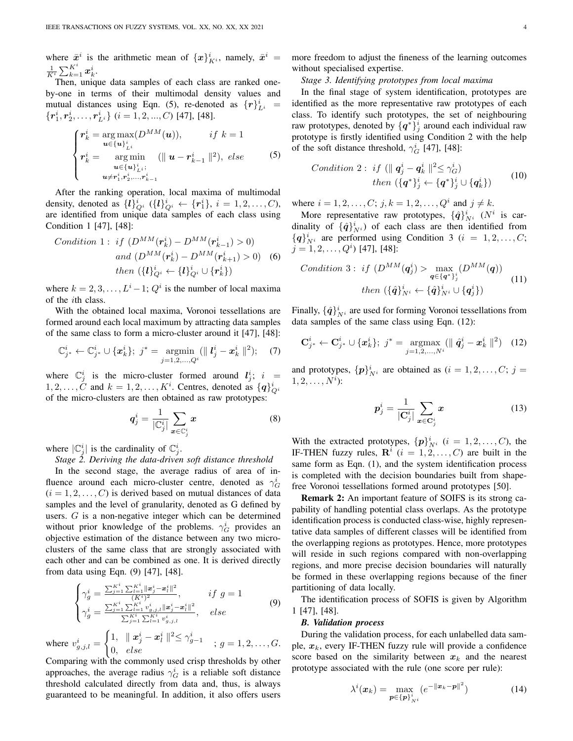where $\bar{\boldsymbol{x}}^i$ is the arithmetic mean of $\{\boldsymbol{x}\}^i_{K^i}$, namely, $\bar{\boldsymbol{x}}^i = \frac{1}{K^i}\sum_{k=1}^{K^i}\boldsymbol{x}^i_k$.

Then, unique data samples of each class are ranked one-by-one in terms of their multimodal density values and mutual distances using Eqn. (5), re-denoted as $\{\boldsymbol{r}\}^i_{L^i} = \{\boldsymbol{r}^i_1, \boldsymbol{r}^i_2, \ldots, \boldsymbol{r}^i_{L^i}\}$ $(i = 1, 2, ..., C)$ [47], [48].

$$\begin{cases} \boldsymbol{r}^i_k = \underset{\boldsymbol{u}\in\{\boldsymbol{u}\}^i_{L^i}}{\arg\max}(D^{MM}(\boldsymbol{u})), & if\ k=1 \\ \boldsymbol{r}^i_k = \underset{\substack{\boldsymbol{u}\in\{\boldsymbol{u}\}^i_{L^i};\\ \boldsymbol{u}\neq\boldsymbol{r}^i_1,\boldsymbol{r}^i_2,\ldots,\boldsymbol{r}^i_{k-1}}}{\arg\min} (\parallel \boldsymbol{u} - \boldsymbol{r}^i_{k-1}\parallel^2), & else \end{cases} \tag{5}$$

After the ranking operation, local maxima of multimodal density, denoted as $\{\boldsymbol{l}\}^i_{Q^i}$ $(\{\boldsymbol{l}\}^i_{Q^i} \leftarrow \{\boldsymbol{r}^i_1\},\ i = 1, 2, \ldots, C)$, are identified from unique data samples of each class using Condition 1 [47], [48]:

$$\begin{aligned} Condition\ 1:\ & if\ (D^{MM}(\boldsymbol{r}^i_k) - D^{MM}(\boldsymbol{r}^i_{k-1}) > 0) \\ & and\ (D^{MM}(\boldsymbol{r}^i_k) - D^{MM}(\boldsymbol{r}^i_{k+1}) > 0) \\ & then\ (\{\boldsymbol{l}\}^i_{Q^i} \leftarrow \{\boldsymbol{l}\}^i_{Q^i} \cup \{\boldsymbol{r}^i_k\}) \end{aligned} \tag{6}$$

where $k = 2, 3, \ldots, L^i - 1$; $Q^i$ is the number of local maxima of the $i$th class.

With the obtained local maxima, Voronoi tessellations are formed around each local maximum by attracting data samples of the same class to form a micro-cluster around it [47], [48]:

$$\mathbb{C}^i_{j^*} \leftarrow \mathbb{C}^i_{j^*} \cup \{\boldsymbol{x}^i_k\};\ j^* = \underset{j=1,2,\ldots,Q^i}{\arg\min}\ (\parallel \boldsymbol{l}^i_j - \boldsymbol{x}^i_k \parallel^2); \tag{7}$$

where $\mathbb{C}^i_j$ is the micro-cluster formed around $\boldsymbol{l}^i_j$; $i = 1, 2, \ldots, C$ and $k = 1, 2, \ldots, K^i$. Centres, denoted as $\{\boldsymbol{q}\}^i_{Q^i}$ of the micro-clusters are then obtained as raw prototypes:

$$\boldsymbol{q}^i_j = \frac{1}{|\mathbb{C}^i_j|}\sum_{\boldsymbol{x}\in\mathbb{C}^i_j}\boldsymbol{x} \tag{8}$$

where $|\mathbb{C}^i_j|$ is the cardinality of $\mathbb{C}^i_j$.

*Stage 2. Deriving the data-driven soft distance threshold*

In the second stage, the average radius of area of influence around each micro-cluster centre, denoted as $\gamma^i_G$ $(i = 1, 2, \ldots, C)$ is derived based on mutual distances of data samples and the level of granularity, denoted as G defined by users. $G$ is a non-negative integer which can be determined without prior knowledge of the problems. $\gamma^i_G$ provides an objective estimation of the distance between any two micro-clusters of the same class that are strongly associated with each other and can be combined as one. It is derived directly from data using Eqn. (9) [47], [48].

$$\begin{cases} \gamma^i_g = \frac{\sum_{j=1}^{K^i}\sum_{l=1}^{K^i}\|\boldsymbol{x}^i_j - \boldsymbol{x}^i_l\|^2}{(K^i)^2}, & if\ g=1 \\ \gamma^i_g = \frac{\sum_{j=1}^{K^i}\sum_{l=1}^{K^i} v^i_{g,j,l}\|\boldsymbol{x}^i_j - \boldsymbol{x}^i_l\|^2}{\sum_{j=1}^{K^i}\sum_{l=1}^{K^i} v^i_{g,j,l}}, & else \end{cases} \tag{9}$$

where $v^i_{g,j,l} = \begin{cases} 1, & \parallel \boldsymbol{x}^i_j - \boldsymbol{x}^i_l \parallel^2 \leq \gamma^i_{g-1} \\ 0, & else \end{cases}$ ; $g = 1, 2, \ldots, G$.

Comparing with the commonly used crisp thresholds by other approaches, the average radius $\gamma^i_G$ is a reliable soft distance threshold calculated directly from data and, thus, is always guaranteed to be meaningful. In addition, it also offers users more freedom to adjust the fineness of the learning outcomes without specialised expertise.

*Stage 3. Identifying prototypes from local maxima*

In the final stage of system identification, prototypes are identified as the more representative raw prototypes of each class. To identify such prototypes, the set of neighbouring raw prototypes, denoted by $\{\boldsymbol{q}^*\}^i_j$ around each individual raw prototype is firstly identified using Condition 2 with the help of the soft distance threshold, $\gamma^i_G$ [47], [48]:

$$\begin{aligned} Condition\ 2:\ & if\ (\parallel \boldsymbol{q}^i_j - \boldsymbol{q}^i_k \parallel^2 \leq \gamma^i_G) \\ & then\ (\{\boldsymbol{q}^*\}^i_j \leftarrow \{\boldsymbol{q}^*\}^i_j \cup \{\boldsymbol{q}^i_k\}) \end{aligned} \tag{10}$$

where $i = 1, 2, \ldots, C$; $j, k = 1, 2, \ldots, Q^i$ and $j \neq k$.

More representative raw prototypes, $\{\hat{\boldsymbol{q}}\}^i_{N^i}$ ($N^i$ is cardinality of $\{\hat{\boldsymbol{q}}\}^i_{N^i}$) of each class are then identified from $\{\boldsymbol{q}\}^i_{N^i}$ are performed using Condition 3 ($i = 1, 2, \ldots, C$; $j = 1, 2, \ldots, Q^i$) [47], [48]:

$$\begin{aligned} Condition\ 3:\ & if\ (D^{MM}(\boldsymbol{q}^i_j) > \max_{\boldsymbol{q}\in\{\boldsymbol{q}^*\}^i_j}(D^{MM}(\boldsymbol{q})) \\ & then\ (\{\hat{\boldsymbol{q}}\}^i_{N^i} \leftarrow \{\hat{\boldsymbol{q}}\}^i_{N^i} \cup \{\boldsymbol{q}^i_j\}) \end{aligned} \tag{11}$$

Finally, $\{\hat{\boldsymbol{q}}\}^i_{N^i}$ are used for forming Voronoi tessellations from data samples of the same class using Eqn. (12):

$$\mathbf{C}^i_{j^*} \leftarrow \mathbf{C}^i_{j^*} \cup \{\boldsymbol{x}^i_k\};\ j^* = \underset{j=1,2,\ldots,N^i}{\arg\max}\ (\parallel \hat{\boldsymbol{q}}^i_j - \boldsymbol{x}^i_k \parallel^2) \tag{12}$$

and prototypes, $\{\boldsymbol{p}\}^i_{N^i}$ are obtained as ($i = 1, 2, \ldots, C$; $j = 1, 2, \ldots, N^i$):

$$\boldsymbol{p}^i_j = \frac{1}{|\mathbf{C}^i_j|}\sum_{\boldsymbol{x}\in\mathbf{C}^i_j}\boldsymbol{x} \tag{13}$$

With the extracted prototypes, $\{\boldsymbol{p}\}^i_{N^i}$ $(i = 1, 2, \ldots, C)$, the IF-THEN fuzzy rules, $\mathbf{R}^i$ $(i = 1, 2, \ldots, C)$ are built in the same form as Eqn. (1), and the system identification process is completed with the decision boundaries built from shape-free Voronoi tessellations formed around prototypes [50].

**Remark 2:** An important feature of SOIFS is its strong capability of handling potential class overlaps. As the prototype identification process is conducted class-wise, highly representative data samples of different classes will be identified from the overlapping regions as prototypes. Hence, more prototypes will reside in such regions compared with non-overlapping regions, and more precise decision boundaries will naturally be formed in these overlapping regions because of the finer partitioning of data locally.

The identification process of SOFIS is given by Algorithm 1 [47], [48].

### *B. Validation process*

During the validation process, for each unlabelled data sample, $\boldsymbol{x}_k$, every IF-THEN fuzzy rule will provide a confidence score based on the similarity between $\boldsymbol{x}_k$ and the nearest prototype associated with the rule (one score per rule):

$$\lambda^i(\boldsymbol{x}_k) = \max_{\boldsymbol{p}\in\{\boldsymbol{p}\}^i_{N^i}}(e^{-\|\boldsymbol{x}_k - \boldsymbol{p}\|^2}) \tag{14}$$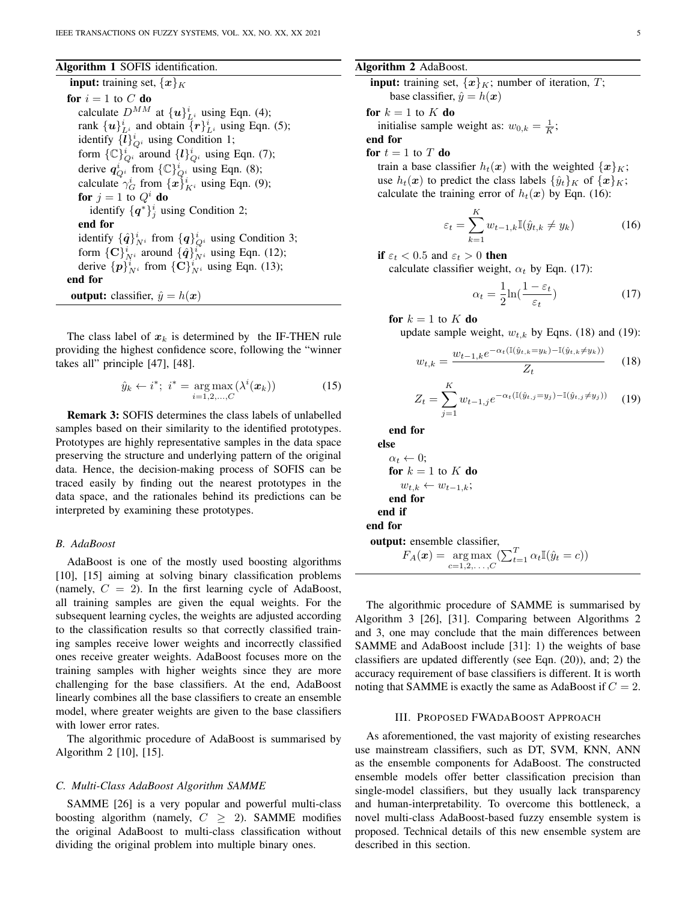**Algorithm 1** SOFIS identification.

```
input: training set, {x}_K
for i = 1 to C do
    calculate D^MM at {u}^i_{L^i} using Eqn. (4);
    rank {u}^i_{L^i} and obtain {r}^i_{L^i} using Eqn. (5);
    identify {l}^i_{Q^i} using Condition 1;
    form {ℂ}^i_{Q^i} around {l}^i_{Q^i} using Eqn. (7);
    derive q^i_{Q^i} from {ℂ}^i_{Q^i} using Eqn. (8);
    calculate γ^i_G from {x}^i_{K^i} using Eqn. (9);
    for j = 1 to Q^i do
        identify {q*}^i_j using Condition 2;
    end for
    identify {q̂}^i_{N^i} from {q}^i_{Q^i} using Condition 3;
    form {C}^i_{N^i} around {q̂}^i_{N^i} using Eqn. (12);
    derive {p}^i_{N^i} from {C}^i_{N^i} using Eqn. (13);
end for
output: classifier, ŷ = h(x)
```

The class label of $\boldsymbol{x}_k$ is determined by the IF-THEN rule providing the highest confidence score, following the "winner takes all" principle [47], [48].

$$\hat{y}_k \leftarrow i^*;\ i^* = \underset{i=1,2,...,C}{\arg\max}(\lambda^i(\boldsymbol{x}_k)) \tag{15}$$

**Remark 3:** SOFIS determines the class labels of unlabelled samples based on their similarity to the identified prototypes. Prototypes are highly representative samples in the data space preserving the structure and underlying pattern of the original data. Hence, the decision-making process of SOFIS can be traced easily by finding out the nearest prototypes in the data space, and the rationales behind its predictions can be interpreted by examining these prototypes.

### *B. AdaBoost*

AdaBoost is one of the mostly used boosting algorithms [10], [15] aiming at solving binary classification problems (namely, $C = 2$). In the first learning cycle of AdaBoost, all training samples are given the equal weights. For the subsequent learning cycles, the weights are adjusted according to the classification results so that correctly classified training samples receive lower weights and incorrectly classified ones receive greater weights. AdaBoost focuses more on the training samples with higher weights since they are more challenging for the base classifiers. At the end, AdaBoost linearly combines all the base classifiers to create an ensemble model, where greater weights are given to the base classifiers with lower error rates.

The algorithmic procedure of AdaBoost is summarised by Algorithm 2 [10], [15].

### *C. Multi-Class AdaBoost Algorithm SAMME*

SAMME [26] is a very popular and powerful multi-class boosting algorithm (namely, $C \geq 2$). SAMME modifies the original AdaBoost to multi-class classification without dividing the original problem into multiple binary ones.

**Algorithm 2** AdaBoost.

**input:** training set, $\{\boldsymbol{x}\}_K$; number of iteration, $T$; base classifier, $\hat{y} = h(\boldsymbol{x})$

**for** $k = 1$ to $K$ **do**
  initialise sample weight as: $w_{0,k} = \frac{1}{K}$;
**end for**
**for** $t = 1$ to $T$ **do**
  train a base classifier $h_t(\boldsymbol{x})$ with the weighted $\{\boldsymbol{x}\}_K$;
  use $h_t(\boldsymbol{x})$ to predict the class labels $\{\hat{y}_t\}_K$ of $\{\boldsymbol{x}\}_K$;
  calculate the training error of $h_t(\boldsymbol{x})$ by Eqn. (16):

$$\varepsilon_t = \sum_{k=1}^{K} w_{t-1,k}\mathbb{I}(\hat{y}_{t,k} \neq y_k) \tag{16}$$

  **if** $\varepsilon_t < 0.5$ and $\varepsilon_t > 0$ **then**
    calculate classifier weight, $\alpha_t$ by Eqn. (17):

$$\alpha_t = \frac{1}{2}\ln(\frac{1-\varepsilon_t}{\varepsilon_t}) \tag{17}$$

    **for** $k = 1$ to $K$ **do**
      update sample weight, $w_{t,k}$ by Eqns. (18) and (19):

$$w_{t,k} = \frac{w_{t-1,k}e^{-\alpha_t(\mathbb{I}(\hat{y}_{t,k}=y_k)-\mathbb{I}(\hat{y}_{t,k}\neq y_k))}}{Z_t} \tag{18}$$

$$Z_t = \sum_{j=1}^{K} w_{t-1,j}e^{-\alpha_t(\mathbb{I}(\hat{y}_{t,j}=y_j)-\mathbb{I}(\hat{y}_{t,j}\neq y_j))} \tag{19}$$

    **end for**
  **else**
    $\alpha_t \leftarrow 0$;
    **for** $k = 1$ to $K$ **do**
      $w_{t,k} \leftarrow w_{t-1,k}$;
    **end for**
  **end if**
**end for**
**output:** ensemble classifier,
$$F_A(\boldsymbol{x}) = \underset{c=1,2,...,C}{\arg\max}(\textstyle\sum_{t=1}^{T}\alpha_t\mathbb{I}(\hat{y}_t = c))$$

The algorithmic procedure of SAMME is summarised by Algorithm 3 [26], [31]. Comparing between Algorithms 2 and 3, one may conclude that the main differences between SAMME and AdaBoost include [31]: 1) the weights of base classifiers are updated differently (see Eqn. (20)), and; 2) the accuracy requirement of base classifiers is different. It is worth noting that SAMME is exactly the same as AdaBoost if $C = 2$.

## III. Proposed FWAdaBoost Approach

As aforementioned, the vast majority of existing researches use mainstream classifiers, such as DT, SVM, KNN, ANN as the ensemble components for AdaBoost. The constructed ensemble models offer better classification precision than single-model classifiers, but they usually lack transparency and human-interpretability. To overcome this bottleneck, a novel multi-class AdaBoost-based fuzzy ensemble system is proposed. Technical details of this new ensemble system are described in this section.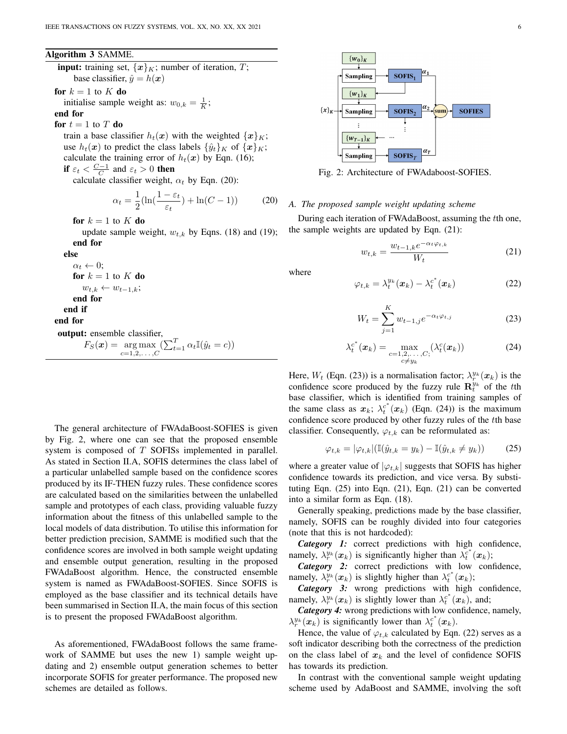**Algorithm 3** SAMME.

**input:** training set, $\{\boldsymbol{x}\}_K$; number of iteration, $T$; base classifier, $\hat{y} = h(\boldsymbol{x})$

**for** $k = 1$ to $K$ **do**
  initialise sample weight as: $w_{0,k} = \frac{1}{K}$;
**end for**
**for** $t = 1$ to $T$ **do**
  train a base classifier $h_t(\boldsymbol{x})$ with the weighted $\{\boldsymbol{x}\}_K$;
  use $h_t(\boldsymbol{x})$ to predict the class labels $\{\hat{y}_t\}_K$ of $\{\boldsymbol{x}\}_K$;
  calculate the training error of $h_t(\boldsymbol{x})$ by Eqn. (16);
  **if** $\varepsilon_t < \frac{C-1}{C}$ and $\varepsilon_t > 0$ **then**
    calculate classifier weight, $\alpha_t$ by Eqn. (20):

$$\alpha_t = \frac{1}{2}(\ln(\frac{1-\varepsilon_t}{\varepsilon_t}) + \ln(C-1)) \tag{20}$$

    **for** $k = 1$ to $K$ **do**
      update sample weight, $w_{t,k}$ by Eqns. (18) and (19);
    **end for**
  **else**
    $\alpha_t \leftarrow 0$;
    **for** $k = 1$ to $K$ **do**
      $w_{t,k} \leftarrow w_{t-1,k}$;
    **end for**
  **end if**
**end for**
**output:** ensemble classifier,
$F_S(\boldsymbol{x}) = \underset{c=1,2,...,C}{\arg\max}\, (\sum_{t=1}^{T} \alpha_t \mathbb{I}(\hat{y}_t = c))$

The general architecture of FWAdaBoost-SOFIES is given by Fig. 2, where one can see that the proposed ensemble system is composed of $T$ SOFISs implemented in parallel. As stated in Section II.A, SOFIS determines the class label of a particular unlabelled sample based on the confidence scores produced by its IF-THEN fuzzy rules. These confidence scores are calculated based on the similarities between the unlabelled sample and prototypes of each class, providing valuable fuzzy information about the fitness of this unlabelled sample to the local models of data distribution. To utilise this information for better prediction precision, SAMME is modified such that the confidence scores are involved in both sample weight updating and ensemble output generation, resulting in the proposed FWAdaBoost algorithm. Hence, the constructed ensemble system is named as FWAdaBoost-SOFIES. Since SOFIS is employed as the base classifier and its technical details have been summarised in Section II.A, the main focus of this section is to present the proposed FWAdaBoost algorithm.

As aforementioned, FWAdaBoost follows the same framework of SAMME but uses the new 1) sample weight updating and 2) ensemble output generation schemes to better incorporate SOFIS for greater performance. The proposed new schemes are detailed as follows.

Fig. 2: Architecture of FWAdaboost-SOFIES.

### A. The proposed sample weight updating scheme

During each iteration of FWAdaBoost, assuming the $t$th one, the sample weights are updated by Eqn. (21):

$$w_{t,k} = \frac{w_{t-1,k} e^{-\alpha_t \varphi_{t,k}}}{W_t} \tag{21}$$

where

$$\varphi_{t,k} = \lambda_t^{y_k}(\boldsymbol{x}_k) - \lambda_t^{c^*}(\boldsymbol{x}_k) \tag{22}$$

$$W_t = \sum_{j=1}^{K} w_{t-1,j} e^{-\alpha_t \varphi_{t,j}} \tag{23}$$

$$\lambda_t^{c^*}(\boldsymbol{x}_k) = \max_{\substack{c=1,2,...,C;\\ c \neq y_k}} (\lambda_t^{c}(\boldsymbol{x}_k)) \tag{24}$$

Here, $W_t$ (Eqn. (23)) is a normalisation factor; $\lambda_r^{y_k}(\boldsymbol{x}_k)$ is the confidence score produced by the fuzzy rule $\mathbf{R}_t^{y_k}$ of the $t$th base classifier, which is identified from training samples of the same class as $\boldsymbol{x}_k$; $\lambda_t^{c^*}(\boldsymbol{x}_k)$ (Eqn. (24)) is the maximum confidence score produced by other fuzzy rules of the $t$th base classifier. Consequently, $\varphi_{t,k}$ can be reformulated as:

$$\varphi_{t,k} = |\varphi_{t,k}|(\mathbb{I}(\hat{y}_{t,k} = y_k) - \mathbb{I}(\hat{y}_{t,k} \neq y_k)) \tag{25}$$

where a greater value of $|\varphi_{t,k}|$ suggests that SOFIS has higher confidence towards its prediction, and vice versa. By substituting Eqn. (25) into Eqn. (21), Eqn. (21) can be converted into a similar form as Eqn. (18).

Generally speaking, predictions made by the base classifier, namely, SOFIS can be roughly divided into four categories (note that this is not hardcoded):

***Category 1:*** correct predictions with high confidence, namely, $\lambda_r^{y_k}(\boldsymbol{x}_k)$ is significantly higher than $\lambda_t^{c^*}(\boldsymbol{x}_k)$;

***Category 2:*** correct predictions with low confidence, namely, $\lambda_r^{y_k}(\boldsymbol{x}_k)$ is slightly higher than $\lambda_t^{c^*}(\boldsymbol{x}_k)$;

***Category 3:*** wrong predictions with high confidence, namely, $\lambda_r^{y_k}(\boldsymbol{x}_k)$ is slightly lower than $\lambda_t^{c^*}(\boldsymbol{x}_k)$, and;

***Category 4:*** wrong predictions with low confidence, namely, $\lambda_r^{y_k}(\boldsymbol{x}_k)$ is significantly lower than $\lambda_t^{c^*}(\boldsymbol{x}_k)$.

Hence, the value of $\varphi_{t,k}$ calculated by Eqn. (22) serves as a soft indicator describing both the correctness of the prediction on the class label of $\boldsymbol{x}_k$ and the level of confidence SOFIS has towards its prediction.

In contrast with the conventional sample weight updating scheme used by AdaBoost and SAMME, involving the soft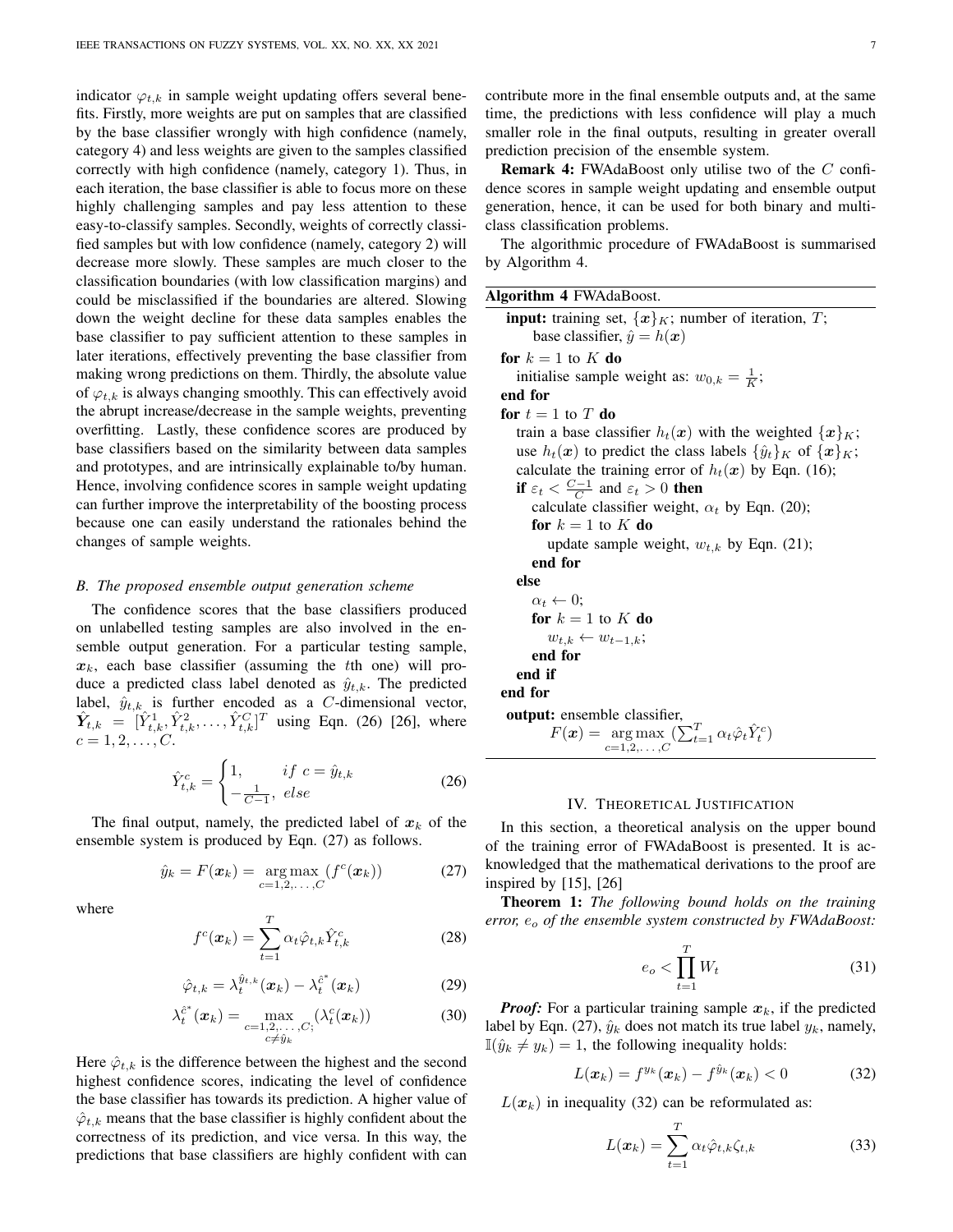indicator $\varphi_{t,k}$ in sample weight updating offers several benefits. Firstly, more weights are put on samples that are classified by the base classifier wrongly with high confidence (namely, category 4) and less weights are given to the samples classified correctly with high confidence (namely, category 1). Thus, in each iteration, the base classifier is able to focus more on these highly challenging samples and pay less attention to these easy-to-classify samples. Secondly, weights of correctly classified samples but with low confidence (namely, category 2) will decrease more slowly. These samples are much closer to the classification boundaries (with low classification margins) and could be misclassified if the boundaries are altered. Slowing down the weight decline for these data samples enables the base classifier to pay sufficient attention to these samples in later iterations, effectively preventing the base classifier from making wrong predictions on them. Thirdly, the absolute value of $\varphi_{t,k}$ is always changing smoothly. This can effectively avoid the abrupt increase/decrease in the sample weights, preventing overfitting. Lastly, these confidence scores are produced by base classifiers based on the similarity between data samples and prototypes, and are intrinsically explainable to/by human. Hence, involving confidence scores in sample weight updating can further improve the interpretability of the boosting process because one can easily understand the rationales behind the changes of sample weights.

### *B. The proposed ensemble output generation scheme*

The confidence scores that the base classifiers produced on unlabelled testing samples are also involved in the ensemble output generation. For a particular testing sample, $\boldsymbol{x}_k$, each base classifier (assuming the $t$th one) will produce a predicted class label denoted as $\hat{y}_{t,k}$. The predicted label, $\hat{y}_{t,k}$ is further encoded as a $C$-dimensional vector, $\hat{\boldsymbol{Y}}_{t,k} = [\hat{Y}^1_{t,k}, \hat{Y}^2_{t,k}, \ldots, \hat{Y}^C_{t,k}]^T$ using Eqn. (26) [26], where $c = 1, 2, \ldots, C$.

$$\hat{Y}^c_{t,k} = \begin{cases} 1, & if\ c = \hat{y}_{t,k} \\ -\frac{1}{C-1}, & else \end{cases} \tag{26}$$

The final output, namely, the predicted label of $\boldsymbol{x}_k$ of the ensemble system is produced by Eqn. (27) as follows.

$$\hat{y}_k = F(\boldsymbol{x}_k) = \underset{c=1,2,\ldots,C}{\arg\max}\left(f^c(\boldsymbol{x}_k)\right) \tag{27}$$

where

$$f^c(\boldsymbol{x}_k) = \sum_{t=1}^{T} \alpha_t \hat{\varphi}_{t,k} \hat{Y}^c_{t,k} \tag{28}$$

$$\hat{\varphi}_{t,k} = \lambda_t^{\hat{y}_{t,k}}(\boldsymbol{x}_k) - \lambda_t^{\hat{c}^*}(\boldsymbol{x}_k) \tag{29}$$

$$\lambda_t^{\hat{c}^*}(\boldsymbol{x}_k) = \max_{\substack{c=1,2,\ldots,C; \\ c \neq \hat{y}_k}} \left(\lambda_t^c(\boldsymbol{x}_k)\right) \tag{30}$$

Here $\hat{\varphi}_{t,k}$ is the difference between the highest and the second highest confidence scores, indicating the level of confidence the base classifier has towards its prediction. A higher value of $\hat{\varphi}_{t,k}$ means that the base classifier is highly confident about the correctness of its prediction, and vice versa. In this way, the predictions that base classifiers are highly confident with can contribute more in the final ensemble outputs and, at the same time, the predictions with less confidence will play a much smaller role in the final outputs, resulting in greater overall prediction precision of the ensemble system.

**Remark 4:** FWAdaBoost only utilise two of the $C$ confidence scores in sample weight updating and ensemble output generation, hence, it can be used for both binary and multi-class classification problems.

The algorithmic procedure of FWAdaBoost is summarised by Algorithm 4.

**Algorithm 4** FWAdaBoost.

**input:** training set, $\{\boldsymbol{x}\}_K$; number of iteration, $T$; base classifier, $\hat{y} = h(\boldsymbol{x})$

**for** $k = 1$ to $K$ **do**
  initialise sample weight as: $w_{0,k} = \frac{1}{K}$;
**end for**
**for** $t = 1$ to $T$ **do**
  train a base classifier $h_t(\boldsymbol{x})$ with the weighted $\{\boldsymbol{x}\}_K$;
  use $h_t(\boldsymbol{x})$ to predict the class labels $\{\hat{y}_t\}_K$ of $\{\boldsymbol{x}\}_K$;
  calculate the training error of $h_t(\boldsymbol{x})$ by Eqn. (16);
  **if** $\varepsilon_t < \frac{C-1}{C}$ and $\varepsilon_t > 0$ **then**
    calculate classifier weight, $\alpha_t$ by Eqn. (20);
    **for** $k = 1$ to $K$ **do**
      update sample weight, $w_{t,k}$ by Eqn. (21);
    **end for**
  **else**
    $\alpha_t \leftarrow 0$;
    **for** $k = 1$ to $K$ **do**
      $w_{t,k} \leftarrow w_{t-1,k}$;
    **end for**
  **end if**
**end for**

**output:** ensemble classifier,
$F(\boldsymbol{x}) = \underset{c=1,2,\ldots,C}{\arg\max}\left(\sum_{t=1}^{T} \alpha_t \hat{\varphi}_t \hat{Y}^c_t\right)$

## IV. Theoretical Justification

In this section, a theoretical analysis on the upper bound of the training error of FWAdaBoost is presented. It is acknowledged that the mathematical derivations to the proof are inspired by [15], [26]

**Theorem 1:** *The following bound holds on the training error, $e_o$ of the ensemble system constructed by FWAdaBoost:*

$$e_o < \prod_{t=1}^{T} W_t \tag{31}$$

***Proof:*** For a particular training sample $\boldsymbol{x}_k$, if the predicted label by Eqn. (27), $\hat{y}_k$ does not match its true label $y_k$, namely, $\mathbb{I}(\hat{y}_k \neq y_k) = 1$, the following inequality holds:

$$L(\boldsymbol{x}_k) = f^{y_k}(\boldsymbol{x}_k) - f^{\hat{y}_k}(\boldsymbol{x}_k) < 0 \tag{32}$$

$L(\boldsymbol{x}_k)$ in inequality (32) can be reformulated as:

$$L(\boldsymbol{x}_k) = \sum_{t=1}^{T} \alpha_t \hat{\varphi}_{t,k} \zeta_{t,k} \tag{33}$$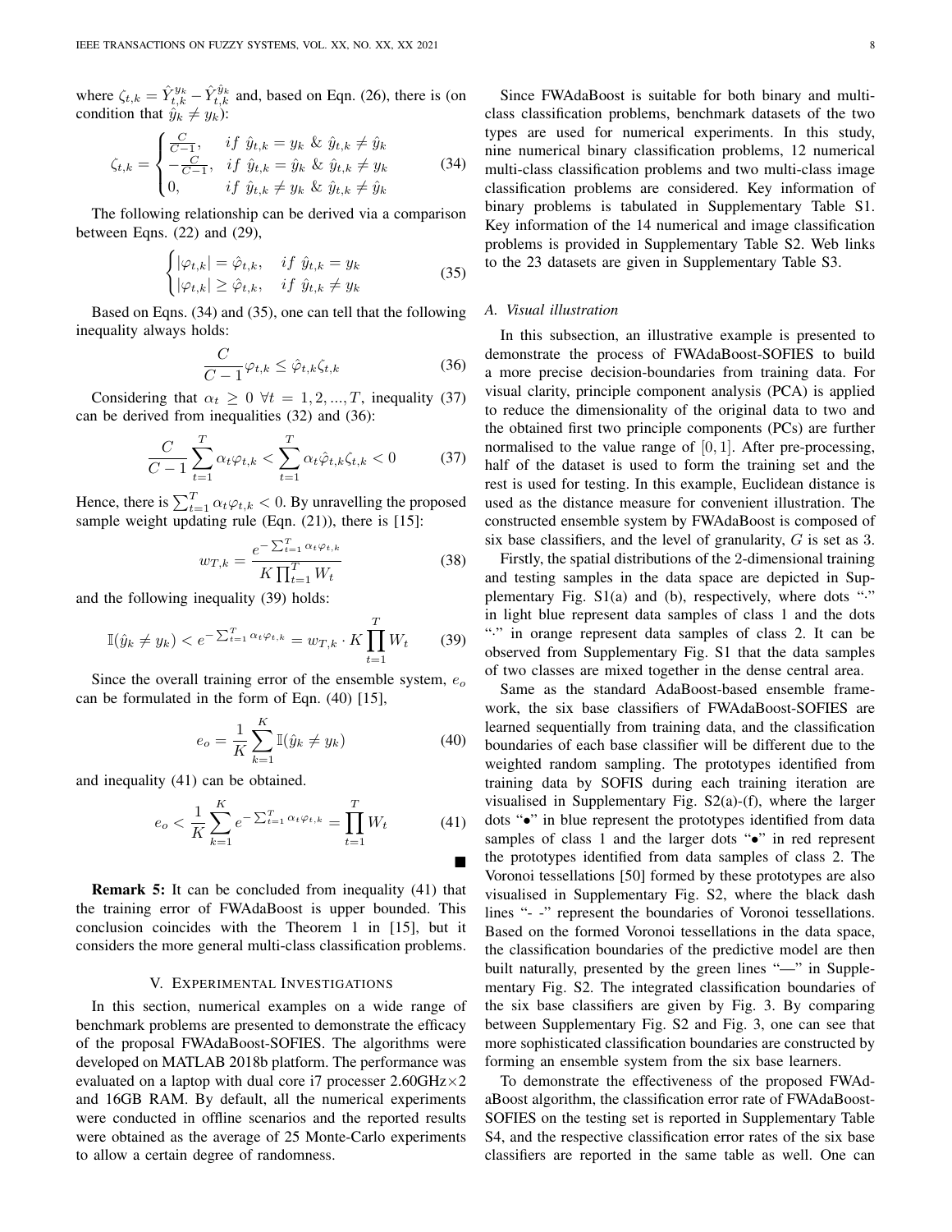where $\zeta_{t,k} = \hat{Y}_{t,k}^{y_k} - \hat{Y}_{t,k}^{\hat{y}_k}$ and, based on Eqn. (26), there is (on condition that $\hat{y}_k \neq y_k$):

$$\zeta_{t,k} = \begin{cases} \frac{C}{C-1}, & if\ \hat{y}_{t,k} = y_k\ \&\ \hat{y}_{t,k} \neq \hat{y}_k \\ -\frac{C}{C-1}, & if\ \hat{y}_{t,k} = \hat{y}_k\ \&\ \hat{y}_{t,k} \neq y_k \\ 0, & if\ \hat{y}_{t,k} \neq y_k\ \&\ \hat{y}_{t,k} \neq \hat{y}_k \end{cases} \tag{34}$$

The following relationship can be derived via a comparison between Eqns. (22) and (29),

$$\begin{cases} |\varphi_{t,k}| = \hat{\varphi}_{t,k}, & if\ \hat{y}_{t,k} = y_k \\ |\varphi_{t,k}| \geq \hat{\varphi}_{t,k}, & if\ \hat{y}_{t,k} \neq y_k \end{cases} \tag{35}$$

Based on Eqns. (34) and (35), one can tell that the following inequality always holds:

$$\frac{C}{C-1}\varphi_{t,k} \leq \hat{\varphi}_{t,k}\zeta_{t,k} \tag{36}$$

Considering that $\alpha_t \geq 0\ \forall t = 1, 2, ..., T$, inequality (37) can be derived from inequalities (32) and (36):

$$\frac{C}{C-1}\sum_{t=1}^{T}\alpha_t\varphi_{t,k} < \sum_{t=1}^{T}\alpha_t\hat{\varphi}_{t,k}\zeta_{t,k} < 0 \tag{37}$$

Hence, there is $\sum_{t=1}^{T}\alpha_t\varphi_{t,k} < 0$. By unravelling the proposed sample weight updating rule (Eqn. (21)), there is [15]:

$$w_{T,k} = \frac{e^{-\sum_{t=1}^{T}\alpha_t\varphi_{t,k}}}{K\prod_{t=1}^{T}W_t} \tag{38}$$

and the following inequality (39) holds:

$$\mathbb{I}(\hat{y}_k \neq y_k) < e^{-\sum_{t=1}^{T}\alpha_t\varphi_{t,k}} = w_{T,k} \cdot K\prod_{t=1}^{T}W_t \tag{39}$$

Since the overall training error of the ensemble system, $e_o$ can be formulated in the form of Eqn. (40) [15],

$$e_o = \frac{1}{K}\sum_{k=1}^{K}\mathbb{I}(\hat{y}_k \neq y_k) \tag{40}$$

and inequality (41) can be obtained.

$$e_o < \frac{1}{K}\sum_{k=1}^{K}e^{-\sum_{t=1}^{T}\alpha_t\varphi_{t,k}} = \prod_{t=1}^{T}W_t \tag{41}$$

■

**Remark 5:** It can be concluded from inequality (41) that the training error of FWAdaBoost is upper bounded. This conclusion coincides with the Theorem 1 in [15], but it considers the more general multi-class classification problems.

## V. Experimental Investigations

In this section, numerical examples on a wide range of benchmark problems are presented to demonstrate the efficacy of the proposal FWAdaBoost-SOFIES. The algorithms were developed on MATLAB 2018b platform. The performance was evaluated on a laptop with dual core i7 processer 2.60GHz×2 and 16GB RAM. By default, all the numerical experiments were conducted in offline scenarios and the reported results were obtained as the average of 25 Monte-Carlo experiments to allow a certain degree of randomness.

Since FWAdaBoost is suitable for both binary and multi-class classification problems, benchmark datasets of the two types are used for numerical experiments. In this study, nine numerical binary classification problems, 12 numerical multi-class classification problems and two multi-class image classification problems are considered. Key information of binary problems is tabulated in Supplementary Table S1. Key information of the 14 numerical and image classification problems is provided in Supplementary Table S2. Web links to the 23 datasets are given in Supplementary Table S3.

### A. Visual illustration

In this subsection, an illustrative example is presented to demonstrate the process of FWAdaBoost-SOFIES to build a more precise decision-boundaries from training data. For visual clarity, principle component analysis (PCA) is applied to reduce the dimensionality of the original data to two and the obtained first two principle components (PCs) are further normalised to the value range of $[0, 1]$. After pre-processing, half of the dataset is used to form the training set and the rest is used for testing. In this example, Euclidean distance is used as the distance measure for convenient illustration. The constructed ensemble system by FWAdaBoost is composed of six base classifiers, and the level of granularity, $G$ is set as 3.

Firstly, the spatial distributions of the 2-dimensional training and testing samples in the data space are depicted in Supplementary Fig. S1(a) and (b), respectively, where dots "·" in light blue represent data samples of class 1 and the dots "·" in orange represent data samples of class 2. It can be observed from Supplementary Fig. S1 that the data samples of two classes are mixed together in the dense central area.

Same as the standard AdaBoost-based ensemble framework, the six base classifiers of FWAdaBoost-SOFIES are learned sequentially from training data, and the classification boundaries of each base classifier will be different due to the weighted random sampling. The prototypes identified from training data by SOFIS during each training iteration are visualised in Supplementary Fig. S2(a)-(f), where the larger dots "•" in blue represent the prototypes identified from data samples of class 1 and the larger dots "•" in red represent the prototypes identified from data samples of class 2. The Voronoi tessellations [50] formed by these prototypes are also visualised in Supplementary Fig. S2, where the black dash lines "- -" represent the boundaries of Voronoi tessellations. Based on the formed Voronoi tessellations in the data space, the classification boundaries of the predictive model are then built naturally, presented by the green lines "—" in Supplementary Fig. S2. The integrated classification boundaries of the six base classifiers are given by Fig. 3. By comparing between Supplementary Fig. S2 and Fig. 3, one can see that more sophisticated classification boundaries are constructed by forming an ensemble system from the six base learners.

To demonstrate the effectiveness of the proposed FWAdaBoost algorithm, the classification error rate of FWAdaBoost-SOFIES on the testing set is reported in Supplementary Table S4, and the respective classification error rates of the six base classifiers are reported in the same table as well. One can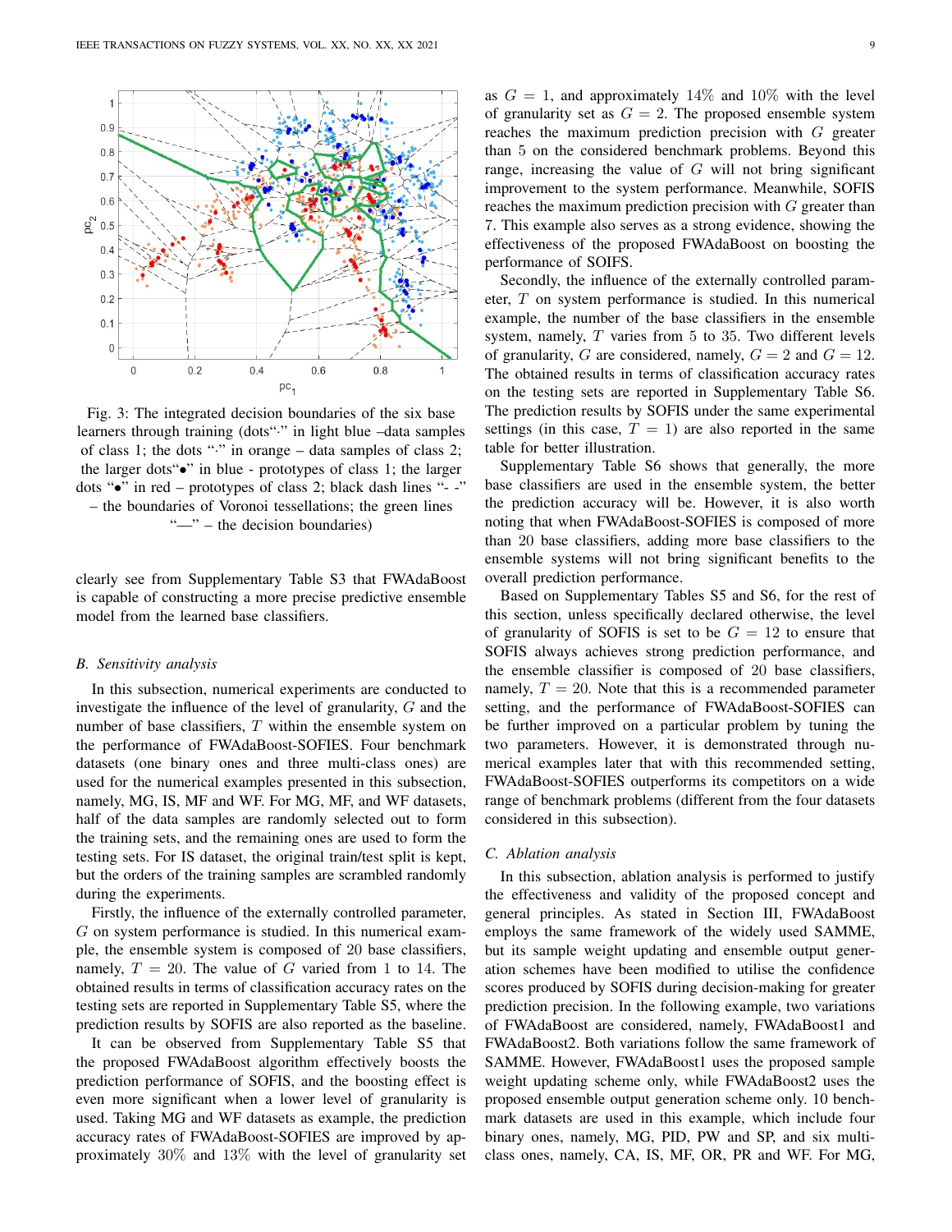Fig. 3: The integrated decision boundaries of the six base learners through training (dots"·" in light blue –data samples of class 1; the dots "·" in orange – data samples of class 2; the larger dots"•" in blue - prototypes of class 1; the larger dots "•" in red – prototypes of class 2; black dash lines "- -" – the boundaries of Voronoi tessellations; the green lines "—" – the decision boundaries)

clearly see from Supplementary Table S3 that FWAdaBoost is capable of constructing a more precise predictive ensemble model from the learned base classifiers.

### *B. Sensitivity analysis*

In this subsection, numerical experiments are conducted to investigate the influence of the level of granularity, $G$ and the number of base classifiers, $T$ within the ensemble system on the performance of FWAdaBoost-SOFIES. Four benchmark datasets (one binary ones and three multi-class ones) are used for the numerical examples presented in this subsection, namely, MG, IS, MF and WF. For MG, MF, and WF datasets, half of the data samples are randomly selected out to form the training sets, and the remaining ones are used to form the testing sets. For IS dataset, the original train/test split is kept, but the orders of the training samples are scrambled randomly during the experiments.

Firstly, the influence of the externally controlled parameter, $G$ on system performance is studied. In this numerical example, the ensemble system is composed of 20 base classifiers, namely, $T = 20$. The value of $G$ varied from 1 to 14. The obtained results in terms of classification accuracy rates on the testing sets are reported in Supplementary Table S5, where the prediction results by SOFIS are also reported as the baseline.

It can be observed from Supplementary Table S5 that the proposed FWAdaBoost algorithm effectively boosts the prediction performance of SOFIS, and the boosting effect is even more significant when a lower level of granularity is used. Taking MG and WF datasets as example, the prediction accuracy rates of FWAdaBoost-SOFIES are improved by approximately 30% and 13% with the level of granularity set as $G = 1$, and approximately 14% and 10% with the level of granularity set as $G = 2$. The proposed ensemble system reaches the maximum prediction precision with $G$ greater than 5 on the considered benchmark problems. Beyond this range, increasing the value of $G$ will not bring significant improvement to the system performance. Meanwhile, SOFIS reaches the maximum prediction precision with $G$ greater than 7. This example also serves as a strong evidence, showing the effectiveness of the proposed FWAdaBoost on boosting the performance of SOFIS.

Secondly, the influence of the externally controlled parameter, $T$ on system performance is studied. In this numerical example, the number of the base classifiers in the ensemble system, namely, $T$ varies from 5 to 35. Two different levels of granularity, $G$ are considered, namely, $G = 2$ and $G = 12$. The obtained results in terms of classification accuracy rates on the testing sets are reported in Supplementary Table S6. The prediction results by SOFIS under the same experimental settings (in this case, $T = 1$) are also reported in the same table for better illustration.

Supplementary Table S6 shows that generally, the more base classifiers are used in the ensemble system, the better the prediction accuracy will be. However, it is also worth noting that when FWAdaBoost-SOFIES is composed of more than 20 base classifiers, adding more base classifiers to the ensemble systems will not bring significant benefits to the overall prediction performance.

Based on Supplementary Tables S5 and S6, for the rest of this section, unless specifically declared otherwise, the level of granularity of SOFIS is set to be $G = 12$ to ensure that SOFIS always achieves strong prediction performance, and the ensemble classifier is composed of 20 base classifiers, namely, $T = 20$. Note that this is a recommended parameter setting, and the performance of FWAdaBoost-SOFIES can be further improved on a particular problem by tuning the two parameters. However, it is demonstrated through numerical examples later that with this recommended setting, FWAdaBoost-SOFIES outperforms its competitors on a wide range of benchmark problems (different from the four datasets considered in this subsection).

### *C. Ablation analysis*

In this subsection, ablation analysis is performed to justify the effectiveness and validity of the proposed concept and general principles. As stated in Section III, FWAdaBoost employs the same framework of the widely used SAMME, but its sample weight updating and ensemble output generation schemes have been modified to utilise the confidence scores produced by SOFIS during decision-making for greater prediction precision. In the following example, two variations of FWAdaBoost are considered, namely, FWAdaBoost1 and FWAdaBoost2. Both variations follow the same framework of SAMME. However, FWAdaBoost1 uses the proposed sample weight updating scheme only, while FWAdaBoost2 uses the proposed ensemble output generation scheme only. 10 benchmark datasets are used in this example, which include four binary ones, namely, MG, PID, PW and SP, and six multi-class ones, namely, CA, IS, MF, OR, PR and WF. For MG,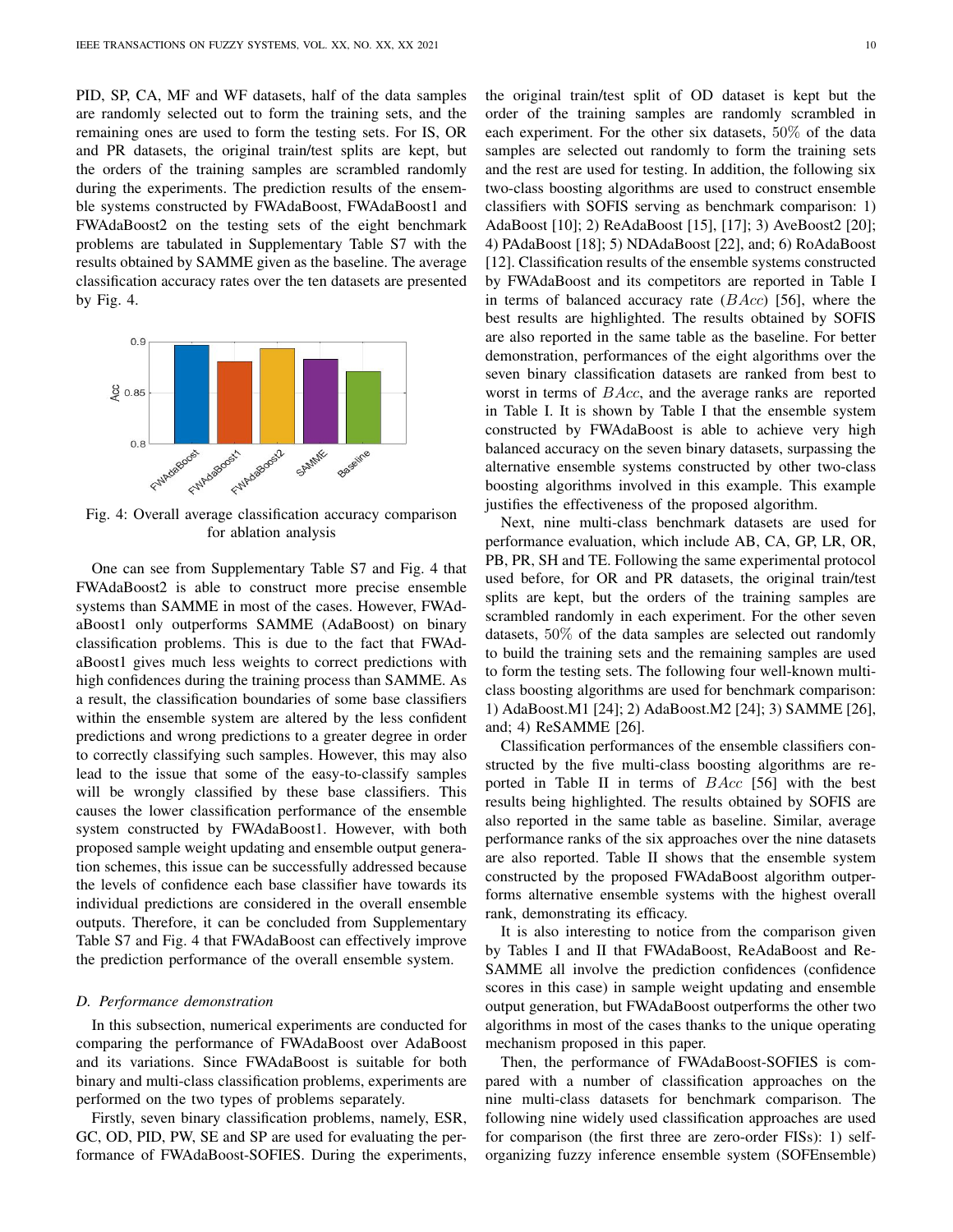PID, SP, CA, MF and WF datasets, half of the data samples are randomly selected out to form the training sets, and the remaining ones are used to form the testing sets. For IS, OR and PR datasets, the original train/test splits are kept, but the orders of the training samples are scrambled randomly during the experiments. The prediction results of the ensemble systems constructed by FWAdaBoost, FWAdaBoost1 and FWAdaBoost2 on the testing sets of the eight benchmark problems are tabulated in Supplementary Table S7 with the results obtained by SAMME given as the baseline. The average classification accuracy rates over the ten datasets are presented by Fig. 4.

Fig. 4: Overall average classification accuracy comparison for ablation analysis

One can see from Supplementary Table S7 and Fig. 4 that FWAdaBoost2 is able to construct more precise ensemble systems than SAMME in most of the cases. However, FWAdaBoost1 only outperforms SAMME (AdaBoost) on binary classification problems. This is due to the fact that FWAdaBoost1 gives much less weights to correct predictions with high confidences during the training process than SAMME. As a result, the classification boundaries of some base classifiers within the ensemble system are altered by the less confident predictions and wrong predictions to a greater degree in order to correctly classifying such samples. However, this may also lead to the issue that some of the easy-to-classify samples will be wrongly classified by these base classifiers. This causes the lower classification performance of the ensemble system constructed by FWAdaBoost1. However, with both proposed sample weight updating and ensemble output generation schemes, this issue can be successfully addressed because the levels of confidence each base classifier have towards its individual predictions are considered in the overall ensemble outputs. Therefore, it can be concluded from Supplementary Table S7 and Fig. 4 that FWAdaBoost can effectively improve the prediction performance of the overall ensemble system.

### D. Performance demonstration

In this subsection, numerical experiments are conducted for comparing the performance of FWAdaBoost over AdaBoost and its variations. Since FWAdaBoost is suitable for both binary and multi-class classification problems, experiments are performed on the two types of problems separately.

Firstly, seven binary classification problems, namely, ESR, GC, OD, PID, PW, SE and SP are used for evaluating the performance of FWAdaBoost-SOFIES. During the experiments, the original train/test split of OD dataset is kept but the order of the training samples are randomly scrambled in each experiment. For the other six datasets, $50\%$ of the data samples are selected out randomly to form the training sets and the rest are used for testing. In addition, the following six two-class boosting algorithms are used to construct ensemble classifiers with SOFIS serving as benchmark comparison: 1) AdaBoost [10]; 2) ReAdaBoost [15], [17]; 3) AveBoost2 [20]; 4) PAdaBoost [18]; 5) NDAdaBoost [22], and; 6) RoAdaBoost [12]. Classification results of the ensemble systems constructed by FWAdaBoost and its competitors are reported in Table I in terms of balanced accuracy rate ($BAcc$) [56], where the best results are highlighted. The results obtained by SOFIS are also reported in the same table as the baseline. For better demonstration, performances of the eight algorithms over the seven binary classification datasets are ranked from best to worst in terms of $BAcc$, and the average ranks are reported in Table I. It is shown by Table I that the ensemble system constructed by FWAdaBoost is able to achieve very high balanced accuracy on the seven binary datasets, surpassing the alternative ensemble systems constructed by other two-class boosting algorithms involved in this example. This example justifies the effectiveness of the proposed algorithm.

Next, nine multi-class benchmark datasets are used for performance evaluation, which include AB, CA, GP, LR, OR, PB, PR, SH and TE. Following the same experimental protocol used before, for OR and PR datasets, the original train/test splits are kept, but the orders of the training samples are scrambled randomly in each experiment. For the other seven datasets, $50\%$ of the data samples are selected out randomly to build the training sets and the remaining samples are used to form the testing sets. The following four well-known multi-class boosting algorithms are used for benchmark comparison: 1) AdaBoost.M1 [24]; 2) AdaBoost.M2 [24]; 3) SAMME [26], and; 4) ReSAMME [26].

Classification performances of the ensemble classifiers constructed by the five multi-class boosting algorithms are reported in Table II in terms of $BAcc$ [56] with the best results being highlighted. The results obtained by SOFIS are also reported in the same table as baseline. Similar, average performance ranks of the six approaches over the nine datasets are also reported. Table II shows that the ensemble system constructed by the proposed FWAdaBoost algorithm outperforms alternative ensemble systems with the highest overall rank, demonstrating its efficacy.

It is also interesting to notice from the comparison given by Tables I and II that FWAdaBoost, ReAdaBoost and ReSAMME all involve the prediction confidences (confidence scores in this case) in sample weight updating and ensemble output generation, but FWAdaBoost outperforms the other two algorithms in most of the cases thanks to the unique operating mechanism proposed in this paper.

Then, the performance of FWAdaBoost-SOFIES is compared with a number of classification approaches on the nine multi-class datasets for benchmark comparison. The following nine widely used classification approaches are used for comparison (the first three are zero-order FISs): 1) self-organizing fuzzy inference ensemble system (SOFEnsemble)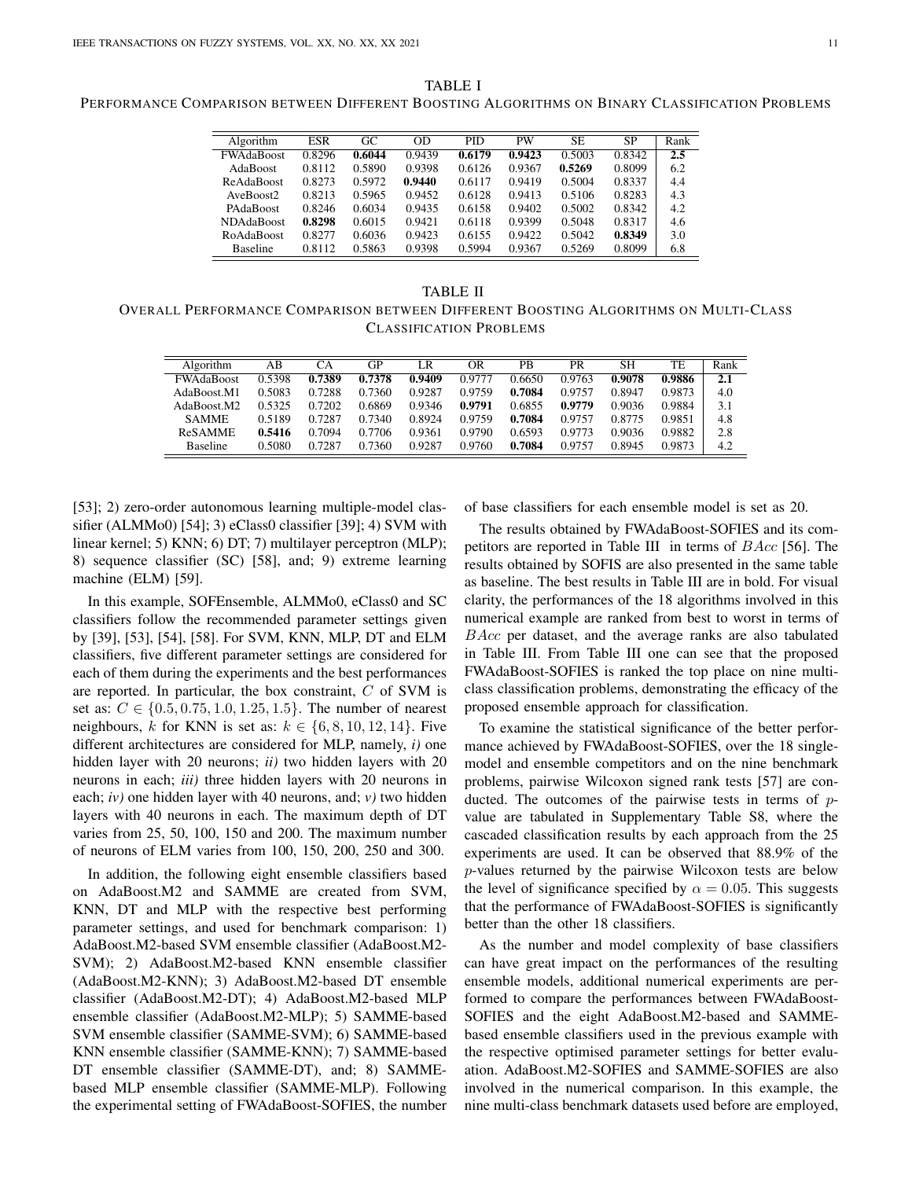TABLE I

PERFORMANCE COMPARISON BETWEEN DIFFERENT BOOSTING ALGORITHMS ON BINARY CLASSIFICATION PROBLEMS

| Algorithm | ESR | GC | OD | PID | PW | SE | SP | Rank |
|---|---|---|---|---|---|---|---|---|
| FWAdaBoost | 0.8296 | **0.6044** | 0.9439 | **0.6179** | **0.9423** | 0.5003 | 0.8342 | **2.5** |
| AdaBoost | 0.8112 | 0.5890 | 0.9398 | 0.6126 | 0.9367 | **0.5269** | 0.8099 | 6.2 |
| ReAdaBoost | 0.8273 | 0.5972 | **0.9440** | 0.6117 | 0.9419 | 0.5004 | 0.8337 | 4.4 |
| AveBoost2 | 0.8213 | 0.5965 | 0.9452 | 0.6128 | 0.9413 | 0.5106 | 0.8283 | 4.3 |
| PAdaBoost | 0.8246 | 0.6034 | 0.9435 | 0.6158 | 0.9402 | 0.5002 | 0.8342 | 4.2 |
| NDAdaBoost | **0.8298** | 0.6015 | 0.9421 | 0.6118 | 0.9399 | 0.5048 | 0.8317 | 4.6 |
| RoAdaBoost | 0.8277 | 0.6036 | 0.9423 | 0.6155 | 0.9422 | 0.5042 | **0.8349** | 3.0 |
| Baseline | 0.8112 | 0.5863 | 0.9398 | 0.5994 | 0.9367 | 0.5269 | 0.8099 | 6.8 |

TABLE II

OVERALL PERFORMANCE COMPARISON BETWEEN DIFFERENT BOOSTING ALGORITHMS ON MULTI-CLASS CLASSIFICATION PROBLEMS

| Algorithm | AB | CA | GP | LR | OR | PB | PR | SH | TE | Rank |
|---|---|---|---|---|---|---|---|---|---|---|
| FWAdaBoost | 0.5398 | **0.7389** | **0.7378** | **0.9409** | 0.9777 | 0.6650 | 0.9763 | **0.9078** | **0.9886** | **2.1** |
| AdaBoost.M1 | 0.5083 | 0.7288 | 0.7360 | 0.9287 | 0.9759 | **0.7084** | 0.9757 | 0.8947 | 0.9873 | 4.0 |
| AdaBoost.M2 | 0.5325 | 0.7202 | 0.6869 | 0.9346 | **0.9791** | 0.6855 | **0.9779** | 0.9036 | 0.9884 | 3.1 |
| SAMME | 0.5189 | 0.7287 | 0.7340 | 0.8924 | 0.9759 | **0.7084** | 0.9757 | 0.8775 | 0.9851 | 4.8 |
| ReSAMME | **0.5416** | 0.7094 | 0.7706 | 0.9361 | 0.9790 | 0.6593 | 0.9773 | 0.9036 | 0.9882 | 2.8 |
| Baseline | 0.5080 | 0.7287 | 0.7360 | 0.9287 | 0.9760 | **0.7084** | 0.9757 | 0.8945 | 0.9873 | 4.2 |

[53]; 2) zero-order autonomous learning multiple-model classifier (ALMMo0) [54]; 3) eClass0 classifier [39]; 4) SVM with linear kernel; 5) KNN; 6) DT; 7) multilayer perceptron (MLP); 8) sequence classifier (SC) [58], and; 9) extreme learning machine (ELM) [59].

In this example, SOFEnsemble, ALMMo0, eClass0 and SC classifiers follow the recommended parameter settings given by [39], [53], [54], [58]. For SVM, KNN, MLP, DT and ELM classifiers, five different parameter settings are considered for each of them during the experiments and the best performances are reported. In particular, the box constraint, $C$ of SVM is set as: $C \in \{0.5, 0.75, 1.0, 1.25, 1.5\}$. The number of nearest neighbours, $k$ for KNN is set as: $k \in \{6, 8, 10, 12, 14\}$. Five different architectures are considered for MLP, namely, *i)* one hidden layer with 20 neurons; *ii)* two hidden layers with 20 neurons in each; *iii)* three hidden layers with 20 neurons in each; *iv)* one hidden layer with 40 neurons, and; *v)* two hidden layers with 40 neurons in each. The maximum depth of DT varies from 25, 50, 100, 150 and 200. The maximum number of neurons of ELM varies from 100, 150, 200, 250 and 300.

In addition, the following eight ensemble classifiers based on AdaBoost.M2 and SAMME are created from SVM, KNN, DT and MLP with the respective best performing parameter settings, and used for benchmark comparison: 1) AdaBoost.M2-based SVM ensemble classifier (AdaBoost.M2-SVM); 2) AdaBoost.M2-based KNN ensemble classifier (AdaBoost.M2-KNN); 3) AdaBoost.M2-based DT ensemble classifier (AdaBoost.M2-DT); 4) AdaBoost.M2-based MLP ensemble classifier (AdaBoost.M2-MLP); 5) SAMME-based SVM ensemble classifier (SAMME-SVM); 6) SAMME-based KNN ensemble classifier (SAMME-KNN); 7) SAMME-based DT ensemble classifier (SAMME-DT), and; 8) SAMME-based MLP ensemble classifier (SAMME-MLP). Following the experimental setting of FWAdaBoost-SOFIES, the number of base classifiers for each ensemble model is set as 20.

The results obtained by FWAdaBoost-SOFIES and its competitors are reported in Table III in terms of $BAcc$ [56]. The results obtained by SOFIS are also presented in the same table as baseline. The best results in Table III are in bold. For visual clarity, the performances of the 18 algorithms involved in this numerical example are ranked from best to worst in terms of $BAcc$ per dataset, and the average ranks are also tabulated in Table III. From Table III one can see that the proposed FWAdaBoost-SOFIES is ranked the top place on nine multi-class classification problems, demonstrating the efficacy of the proposed ensemble approach for classification.

To examine the statistical significance of the better performance achieved by FWAdaBoost-SOFIES, over the 18 single-model and ensemble competitors and on the nine benchmark problems, pairwise Wilcoxon signed rank tests [57] are conducted. The outcomes of the pairwise tests in terms of $p$-value are tabulated in Supplementary Table S8, where the cascaded classification results by each approach from the 25 experiments are used. It can be observed that 88.9% of the $p$-values returned by the pairwise Wilcoxon tests are below the level of significance specified by $\alpha = 0.05$. This suggests that the performance of FWAdaBoost-SOFIES is significantly better than the other 18 classifiers.

As the number and model complexity of base classifiers can have great impact on the performances of the resulting ensemble models, additional numerical experiments are performed to compare the performances between FWAdaBoost-SOFIES and the eight AdaBoost.M2-based and SAMME-based ensemble classifiers used in the previous example with the respective optimised parameter settings for better evaluation. AdaBoost.M2-SOFIES and SAMME-SOFIES are also involved in the numerical comparison. In this example, the nine multi-class benchmark datasets used before are employed,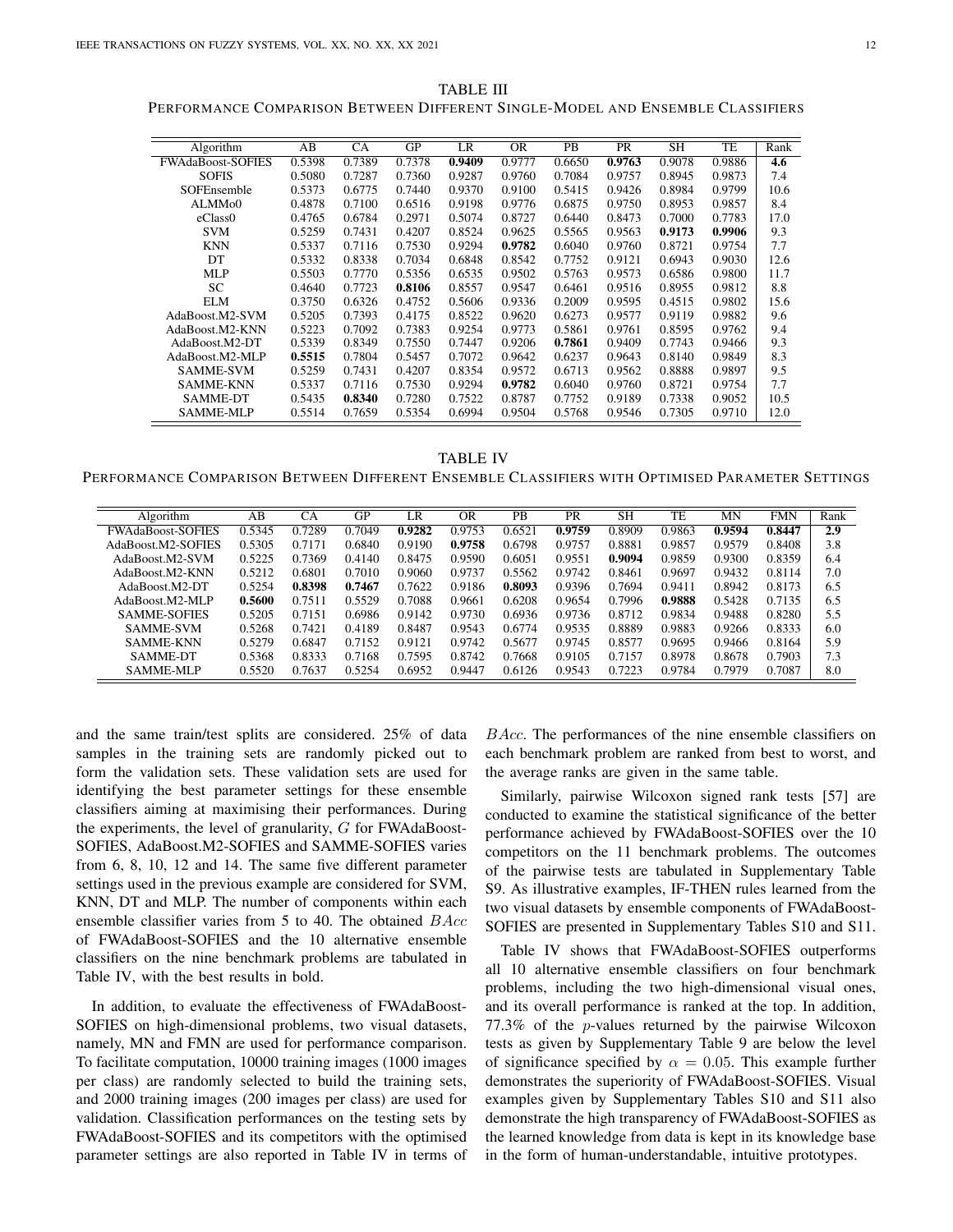TABLE III

PERFORMANCE COMPARISON BETWEEN DIFFERENT SINGLE-MODEL AND ENSEMBLE CLASSIFIERS

| Algorithm | AB | CA | GP | LR | OR | PB | PR | SH | TE | Rank |
|---|---|---|---|---|---|---|---|---|---|---|
| FWAdaBoost-SOFIES | 0.5398 | 0.7389 | 0.7378 | **0.9409** | 0.9777 | 0.6650 | **0.9763** | 0.9078 | 0.9886 | **4.6** |
| SOFIS | 0.5080 | 0.7287 | 0.7360 | 0.9287 | 0.9760 | 0.7084 | 0.9757 | 0.8945 | 0.9873 | 7.4 |
| SOFEnsemble | 0.5373 | 0.6775 | 0.7440 | 0.9370 | 0.9100 | 0.5415 | 0.9426 | 0.8984 | 0.9799 | 10.6 |
| ALMMo0 | 0.4878 | 0.7100 | 0.6516 | 0.9198 | 0.9776 | 0.6875 | 0.9750 | 0.8953 | 0.9857 | 8.4 |
| eClass0 | 0.4765 | 0.6784 | 0.2971 | 0.5074 | 0.8727 | 0.6440 | 0.8473 | 0.7000 | 0.7783 | 17.0 |
| SVM | 0.5259 | 0.7431 | 0.4207 | 0.8524 | 0.9625 | 0.5565 | 0.9563 | **0.9173** | **0.9906** | 9.3 |
| KNN | 0.5337 | 0.7116 | 0.7530 | 0.9294 | **0.9782** | 0.6040 | 0.9760 | 0.8721 | 0.9754 | 7.7 |
| DT | 0.5332 | 0.8338 | 0.7034 | 0.6848 | 0.8542 | 0.7752 | 0.9121 | 0.6943 | 0.9030 | 12.6 |
| MLP | 0.5503 | 0.7770 | 0.5356 | 0.6535 | 0.9502 | 0.5763 | 0.9573 | 0.6586 | 0.9800 | 11.7 |
| SC | 0.4640 | 0.7723 | **0.8106** | 0.8557 | 0.9547 | 0.6461 | 0.9516 | 0.8955 | 0.9812 | 8.8 |
| ELM | 0.3750 | 0.6326 | 0.4752 | 0.5606 | 0.9336 | 0.2009 | 0.9595 | 0.4515 | 0.9802 | 15.6 |
| AdaBoost.M2-SVM | 0.5205 | 0.7393 | 0.4175 | 0.8522 | 0.9620 | 0.6273 | 0.9577 | 0.9119 | 0.9882 | 9.6 |
| AdaBoost.M2-KNN | 0.5223 | 0.7092 | 0.7383 | 0.9254 | 0.9773 | 0.5861 | 0.9761 | 0.8595 | 0.9762 | 9.4 |
| AdaBoost.M2-DT | 0.5339 | 0.8349 | 0.7550 | 0.7447 | 0.9206 | **0.7861** | 0.9409 | 0.7743 | 0.9466 | 9.3 |
| AdaBoost.M2-MLP | **0.5515** | 0.7804 | 0.5457 | 0.7072 | 0.9642 | 0.6237 | 0.9643 | 0.8140 | 0.9849 | 8.3 |
| SAMME-SVM | 0.5259 | 0.7431 | 0.4207 | 0.8354 | 0.9572 | 0.6713 | 0.9562 | 0.8888 | 0.9897 | 9.5 |
| SAMME-KNN | 0.5337 | 0.7116 | 0.7530 | 0.9294 | **0.9782** | 0.6040 | 0.9760 | 0.8721 | 0.9754 | 7.7 |
| SAMME-DT | 0.5435 | **0.8340** | 0.7280 | 0.7522 | 0.8787 | 0.7752 | 0.9189 | 0.7338 | 0.9052 | 10.5 |
| SAMME-MLP | 0.5514 | 0.7659 | 0.5354 | 0.6994 | 0.9504 | 0.5768 | 0.9546 | 0.7305 | 0.9710 | 12.0 |

TABLE IV

PERFORMANCE COMPARISON BETWEEN DIFFERENT ENSEMBLE CLASSIFIERS WITH OPTIMISED PARAMETER SETTINGS

| Algorithm | AB | CA | GP | LR | OR | PB | PR | SH | TE | MN | FMN | Rank |
|---|---|---|---|---|---|---|---|---|---|---|---|---|
| FWAdaBoost-SOFIES | 0.5345 | 0.7289 | 0.7049 | **0.9282** | 0.9753 | 0.6521 | **0.9759** | 0.8909 | 0.9863 | **0.9594** | **0.8447** | **2.9** |
| AdaBoost.M2-SOFIES | 0.5305 | 0.7171 | 0.6840 | 0.9190 | **0.9758** | 0.6798 | 0.9757 | 0.8881 | 0.9857 | 0.9579 | 0.8408 | 3.8 |
| AdaBoost.M2-SVM | 0.5225 | 0.7369 | 0.4140 | 0.8475 | 0.9590 | 0.6051 | 0.9551 | **0.9094** | 0.9859 | 0.9300 | 0.8359 | 6.4 |
| AdaBoost.M2-KNN | 0.5212 | 0.6801 | 0.7010 | 0.9060 | 0.9737 | 0.5562 | 0.9742 | 0.8461 | 0.9697 | 0.9432 | 0.8114 | 7.0 |
| AdaBoost.M2-DT | 0.5254 | **0.8398** | **0.7467** | 0.7622 | 0.9186 | **0.8093** | 0.9396 | 0.7694 | 0.9411 | 0.8942 | 0.8173 | 6.5 |
| AdaBoost.M2-MLP | **0.5600** | 0.7511 | 0.5529 | 0.7088 | 0.9661 | 0.6208 | 0.9654 | 0.7996 | **0.9888** | 0.5428 | 0.7135 | 6.5 |
| SAMME-SOFIES | 0.5205 | 0.7151 | 0.6986 | 0.9142 | 0.9730 | 0.6936 | 0.9736 | 0.8712 | 0.9834 | 0.9488 | 0.8280 | 5.5 |
| SAMME-SVM | 0.5268 | 0.7421 | 0.4189 | 0.8487 | 0.9543 | 0.6774 | 0.9535 | 0.8889 | 0.9883 | 0.9266 | 0.8333 | 6.0 |
| SAMME-KNN | 0.5279 | 0.6847 | 0.7152 | 0.9121 | 0.9742 | 0.5677 | 0.9745 | 0.8577 | 0.9695 | 0.9466 | 0.8164 | 5.9 |
| SAMME-DT | 0.5368 | 0.8333 | 0.7168 | 0.7595 | 0.8742 | 0.7668 | 0.9105 | 0.7157 | 0.8978 | 0.8678 | 0.7903 | 7.3 |
| SAMME-MLP | 0.5520 | 0.7637 | 0.5254 | 0.6952 | 0.9447 | 0.6126 | 0.9543 | 0.7223 | 0.9784 | 0.7979 | 0.7087 | 8.0 |

and the same train/test splits are considered. 25% of data samples in the training sets are randomly picked out to form the validation sets. These validation sets are used for identifying the best parameter settings for these ensemble classifiers aiming at maximising their performances. During the experiments, the level of granularity, $G$ for FWAdaBoost-SOFIES, AdaBoost.M2-SOFIES and SAMME-SOFIES varies from 6, 8, 10, 12 and 14. The same five different parameter settings used in the previous example are considered for SVM, KNN, DT and MLP. The number of components within each ensemble classifier varies from 5 to 40. The obtained $BAcc$ of FWAdaBoost-SOFIES and the 10 alternative ensemble classifiers on the nine benchmark problems are tabulated in Table IV, with the best results in bold.

In addition, to evaluate the effectiveness of FWAdaBoost-SOFIES on high-dimensional problems, two visual datasets, namely, MN and FMN are used for performance comparison. To facilitate computation, 10000 training images (1000 images per class) are randomly selected to build the training sets, and 2000 training images (200 images per class) are used for validation. Classification performances on the testing sets by FWAdaBoost-SOFIES and its competitors with the optimised parameter settings are also reported in Table IV in terms of $BAcc$. The performances of the nine ensemble classifiers on each benchmark problem are ranked from best to worst, and the average ranks are given in the same table.

Similarly, pairwise Wilcoxon signed rank tests [57] are conducted to examine the statistical significance of the better performance achieved by FWAdaBoost-SOFIES over the 10 competitors on the 11 benchmark problems. The outcomes of the pairwise tests are tabulated in Supplementary Table S9. As illustrative examples, IF-THEN rules learned from the two visual datasets by ensemble components of FWAdaBoost-SOFIES are presented in Supplementary Tables S10 and S11.

Table IV shows that FWAdaBoost-SOFIES outperforms all 10 alternative ensemble classifiers on four benchmark problems, including the two high-dimensional visual ones, and its overall performance is ranked at the top. In addition, 77.3% of the $p$-values returned by the pairwise Wilcoxon tests as given by Supplementary Table 9 are below the level of significance specified by $\alpha = 0.05$. This example further demonstrates the superiority of FWAdaBoost-SOFIES. Visual examples given by Supplementary Tables S10 and S11 also demonstrate the high transparency of FWAdaBoost-SOFIES as the learned knowledge from data is kept in its knowledge base in the form of human-understandable, intuitive prototypes.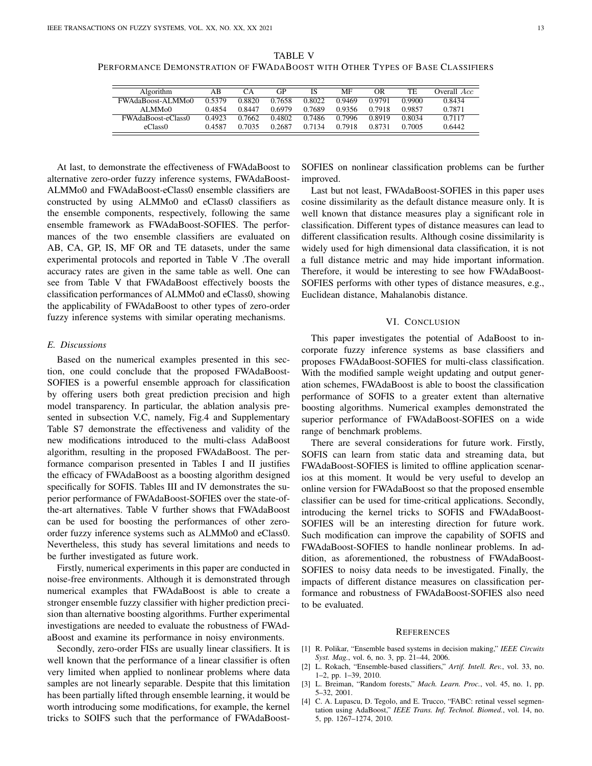TABLE V
PERFORMANCE DEMONSTRATION OF FWADABOOST WITH OTHER TYPES OF BASE CLASSIFIERS

| Algorithm | AB | CA | GP | IS | MF | OR | TE | Overall $Acc$ |
|---|---|---|---|---|---|---|---|---|
| FWAdaBoost-ALMMo0 | 0.5379 | 0.8820 | 0.7658 | 0.8022 | 0.9469 | 0.9791 | 0.9900 | 0.8434 |
| ALMMo0 | 0.4854 | 0.8447 | 0.6979 | 0.7689 | 0.9356 | 0.7918 | 0.9857 | 0.7871 |
| FWAdaBoost-eClass0 | 0.4923 | 0.7662 | 0.4802 | 0.7486 | 0.7996 | 0.8919 | 0.8034 | 0.7117 |
| eClass0 | 0.4587 | 0.7035 | 0.2687 | 0.7134 | 0.7918 | 0.8731 | 0.7005 | 0.6442 |

At last, to demonstrate the effectiveness of FWAdaBoost to alternative zero-order fuzzy inference systems, FWAdaBoost-ALMMo0 and FWAdaBoost-eClass0 ensemble classifiers are constructed by using ALMMo0 and eClass0 classifiers as the ensemble components, respectively, following the same ensemble framework as FWAdaBoost-SOFIES. The performances of the two ensemble classifiers are evaluated on AB, CA, GP, IS, MF OR and TE datasets, under the same experimental protocols and reported in Table V .The overall accuracy rates are given in the same table as well. One can see from Table V that FWAdaBoost effectively boosts the classification performances of ALMMo0 and eClass0, showing the applicability of FWAdaBoost to other types of zero-order fuzzy inference systems with similar operating mechanisms.

### *E. Discussions*

Based on the numerical examples presented in this section, one could conclude that the proposed FWAdaBoost-SOFIES is a powerful ensemble approach for classification by offering users both great prediction precision and high model transparency. In particular, the ablation analysis presented in subsection V.C, namely, Fig.4 and Supplementary Table S7 demonstrate the effectiveness and validity of the new modifications introduced to the multi-class AdaBoost algorithm, resulting in the proposed FWAdaBoost. The performance comparison presented in Tables I and II justifies the efficacy of FWAdaBoost as a boosting algorithm designed specifically for SOFIS. Tables III and IV demonstrates the superior performance of FWAdaBoost-SOFIES over the state-of-the-art alternatives. Table V further shows that FWAdaBoost can be used for boosting the performances of other zero-order fuzzy inference systems such as ALMMo0 and eClass0. Nevertheless, this study has several limitations and needs to be further investigated as future work.

Firstly, numerical experiments in this paper are conducted in noise-free environments. Although it is demonstrated through numerical examples that FWAdaBoost is able to create a stronger ensemble fuzzy classifier with higher prediction precision than alternative boosting algorithms. Further experimental investigations are needed to evaluate the robustness of FWAdaBoost and examine its performance in noisy environments.

Secondly, zero-order FISs are usually linear classifiers. It is well known that the performance of a linear classifier is often very limited when applied to nonlinear problems where data samples are not linearly separable. Despite that this limitation has been partially lifted through ensemble learning, it would be worth introducing some modifications, for example, the kernel tricks to SOIFS such that the performance of FWAdaBoost-SOFIES on nonlinear classification problems can be further improved.

Last but not least, FWAdaBoost-SOFIES in this paper uses cosine dissimilarity as the default distance measure only. It is well known that distance measures play a significant role in classification. Different types of distance measures can lead to different classification results. Although cosine dissimilarity is widely used for high dimensional data classification, it is not a full distance metric and may hide important information. Therefore, it would be interesting to see how FWAdaBoost-SOFIES performs with other types of distance measures, e.g., Euclidean distance, Mahalanobis distance.

## VI. CONCLUSION

This paper investigates the potential of AdaBoost to incorporate fuzzy inference systems as base classifiers and proposes FWAdaBoost-SOFIES for multi-class classification. With the modified sample weight updating and output generation schemes, FWAdaBoost is able to boost the classification performance of SOFIS to a greater extent than alternative boosting algorithms. Numerical examples demonstrated the superior performance of FWAdaBoost-SOFIES on a wide range of benchmark problems.

There are several considerations for future work. Firstly, SOFIS can learn from static data and streaming data, but FWAdaBoost-SOFIES is limited to offline application scenarios at this moment. It would be very useful to develop an online version for FWAdaBoost so that the proposed ensemble classifier can be used for time-critical applications. Secondly, introducing the kernel tricks to SOFIS and FWAdaBoost-SOFIES will be an interesting direction for future work. Such modification can improve the capability of SOFIS and FWAdaBoost-SOFIES to handle nonlinear problems. In addition, as aforementioned, the robustness of FWAdaBoost-SOFIES to noisy data needs to be investigated. Finally, the impacts of different distance measures on classification performance and robustness of FWAdaBoost-SOFIES also need to be evaluated.

## REFERENCES

[1] R. Polikar, "Ensemble based systems in decision making," *IEEE Circuits Syst. Mag.*, vol. 6, no. 3, pp. 21–44, 2006.

[2] L. Rokach, "Ensemble-based classifiers," *Artif. Intell. Rev.*, vol. 33, no. 1–2, pp. 1–39, 2010.

[3] L. Breiman, "Random forests," *Mach. Learn. Proc.*, vol. 45, no. 1, pp. 5–32, 2001.

[4] C. A. Lupascu, D. Tegolo, and E. Trucco, "FABC: retinal vessel segmentation using AdaBoost," *IEEE Trans. Inf. Technol. Biomed.*, vol. 14, no. 5, pp. 1267–1274, 2010.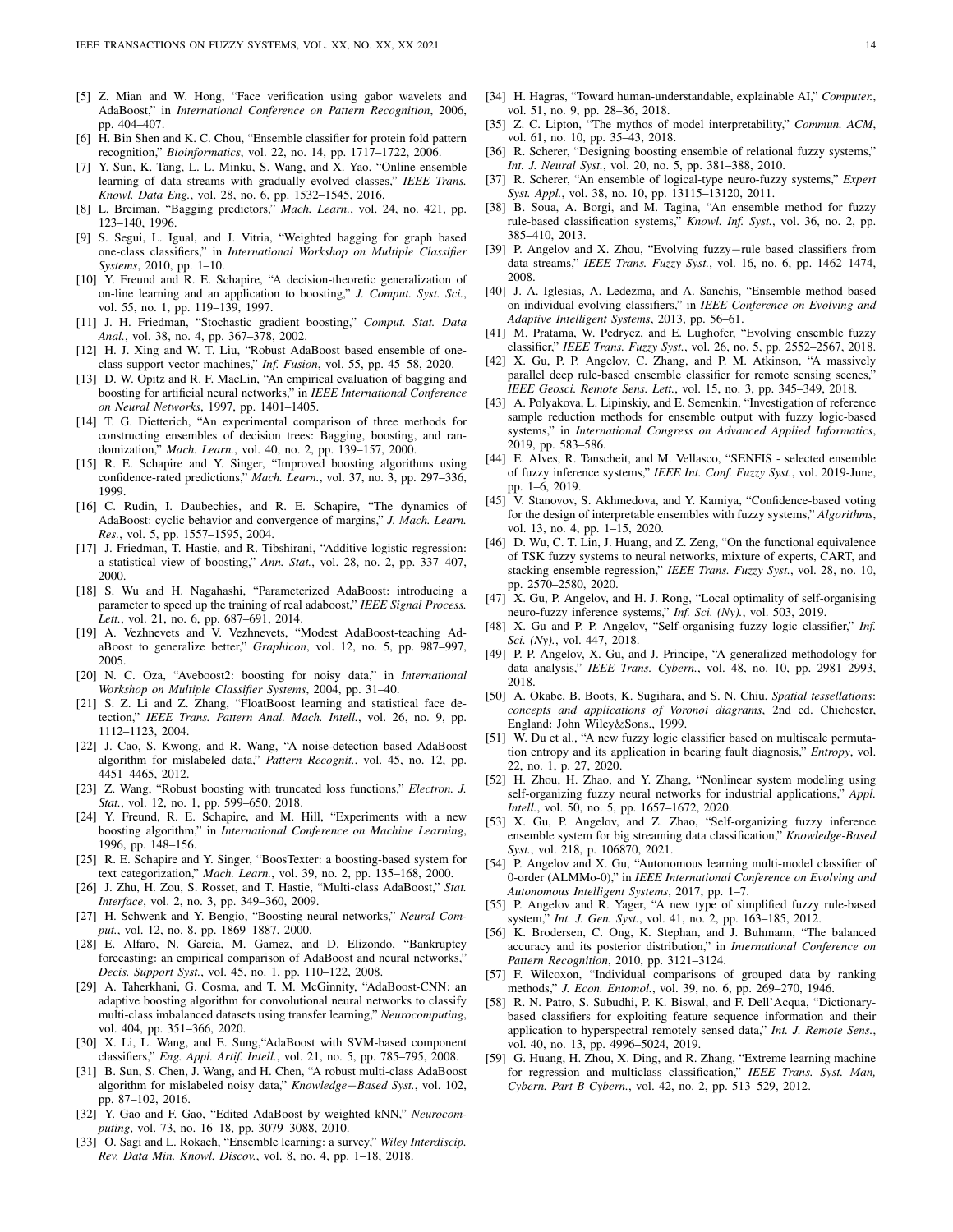[5] Z. Mian and W. Hong, "Face verification using gabor wavelets and AdaBoost," in *International Conference on Pattern Recognition*, 2006, pp. 404–407.

[6] H. Bin Shen and K. C. Chou, "Ensemble classifier for protein fold pattern recognition," *Bioinformatics*, vol. 22, no. 14, pp. 1717–1722, 2006.

[7] Y. Sun, K. Tang, L. L. Minku, S. Wang, and X. Yao, "Online ensemble learning of data streams with gradually evolved classes," *IEEE Trans. Knowl. Data Eng.*, vol. 28, no. 6, pp. 1532–1545, 2016.

[8] L. Breiman, "Bagging predictors," *Mach. Learn.*, vol. 24, no. 421, pp. 123–140, 1996.

[9] S. Segui, L. Igual, and J. Vitria, "Weighted bagging for graph based one-class classifiers," in *International Workshop on Multiple Classifier Systems*, 2010, pp. 1–10.

[10] Y. Freund and R. E. Schapire, "A decision-theoretic generalization of on-line learning and an application to boosting," *J. Comput. Syst. Sci.*, vol. 55, no. 1, pp. 119–139, 1997.

[11] J. H. Friedman, "Stochastic gradient boosting," *Comput. Stat. Data Anal.*, vol. 38, no. 4, pp. 367–378, 2002.

[12] H. J. Xing and W. T. Liu, "Robust AdaBoost based ensemble of one-class support vector machines," *Inf. Fusion*, vol. 55, pp. 45–58, 2020.

[13] D. W. Opitz and R. F. MacLin, "An empirical evaluation of bagging and boosting for artificial neural networks," in *IEEE International Conference on Neural Networks*, 1997, pp. 1401–1405.

[14] T. G. Dietterich, "An experimental comparison of three methods for constructing ensembles of decision trees: Bagging, boosting, and randomization," *Mach. Learn.*, vol. 40, no. 2, pp. 139–157, 2000.

[15] R. E. Schapire and Y. Singer, "Improved boosting algorithms using confidence-rated predictions," *Mach. Learn.*, vol. 37, no. 3, pp. 297–336, 1999.

[16] C. Rudin, I. Daubechies, and R. E. Schapire, "The dynamics of AdaBoost: cyclic behavior and convergence of margins," *J. Mach. Learn. Res.*, vol. 5, pp. 1557–1595, 2004.

[17] J. Friedman, T. Hastie, and R. Tibshirani, "Additive logistic regression: a statistical view of boosting," *Ann. Stat.*, vol. 28, no. 2, pp. 337–407, 2000.

[18] S. Wu and H. Nagahashi, "Parameterized AdaBoost: introducing a parameter to speed up the training of real adaboost," *IEEE Signal Process. Lett.*, vol. 21, no. 6, pp. 687–691, 2014.

[19] A. Vezhnevets and V. Vezhnevets, "Modest AdaBoost-teaching AdaBoost to generalize better," *Graphicon*, vol. 12, no. 5, pp. 987–997, 2005.

[20] N. C. Oza, "Aveboost2: boosting for noisy data," in *International Workshop on Multiple Classifier Systems*, 2004, pp. 31–40.

[21] S. Z. Li and Z. Zhang, "FloatBoost learning and statistical face detection," *IEEE Trans. Pattern Anal. Mach. Intell.*, vol. 26, no. 9, pp. 1112–1123, 2004.

[22] J. Cao, S. Kwong, and R. Wang, "A noise-detection based AdaBoost algorithm for mislabeled data," *Pattern Recognit.*, vol. 45, no. 12, pp. 4451–4465, 2012.

[23] Z. Wang, "Robust boosting with truncated loss functions," *Electron. J. Stat.*, vol. 12, no. 1, pp. 599–650, 2018.

[24] Y. Freund, R. E. Schapire, and M. Hill, "Experiments with a new boosting algorithm," in *International Conference on Machine Learning*, 1996, pp. 148–156.

[25] R. E. Schapire and Y. Singer, "BoosTexter: a boosting-based system for text categorization," *Mach. Learn.*, vol. 39, no. 2, pp. 135–168, 2000.

[26] J. Zhu, H. Zou, S. Rosset, and T. Hastie, "Multi-class AdaBoost," *Stat. Interface*, vol. 2, no. 3, pp. 349–360, 2009.

[27] H. Schwenk and Y. Bengio, "Boosting neural networks," *Neural Comput.*, vol. 12, no. 8, pp. 1869–1887, 2000.

[28] E. Alfaro, N. Garcia, M. Gamez, and D. Elizondo, "Bankruptcy forecasting: an empirical comparison of AdaBoost and neural networks," *Decis. Support Syst.*, vol. 45, no. 1, pp. 110–122, 2008.

[29] A. Taherkhani, G. Cosma, and T. M. McGinnity, "AdaBoost-CNN: an adaptive boosting algorithm for convolutional neural networks to classify multi-class imbalanced datasets using transfer learning," *Neurocomputing*, vol. 404, pp. 351–366, 2020.

[30] X. Li, L. Wang, and E. Sung,"AdaBoost with SVM-based component classifiers," *Eng. Appl. Artif. Intell.*, vol. 21, no. 5, pp. 785–795, 2008.

[31] B. Sun, S. Chen, J. Wang, and H. Chen, "A robust multi-class AdaBoost algorithm for mislabeled noisy data," *Knowledge−Based Syst.*, vol. 102, pp. 87–102, 2016.

[32] Y. Gao and F. Gao, "Edited AdaBoost by weighted kNN," *Neurocomputing*, vol. 73, no. 16–18, pp. 3079–3088, 2010.

[33] O. Sagi and L. Rokach, "Ensemble learning: a survey," *Wiley Interdiscip. Rev. Data Min. Knowl. Discov.*, vol. 8, no. 4, pp. 1–18, 2018.

[34] H. Hagras, "Toward human-understandable, explainable AI," *Computer.*, vol. 51, no. 9, pp. 28–36, 2018.

[35] Z. C. Lipton, "The mythos of model interpretability," *Commun. ACM*, vol. 61, no. 10, pp. 35–43, 2018.

[36] R. Scherer, "Designing boosting ensemble of relational fuzzy systems," *Int. J. Neural Syst.*, vol. 20, no. 5, pp. 381–388, 2010.

[37] R. Scherer, "An ensemble of logical-type neuro-fuzzy systems," *Expert Syst. Appl.*, vol. 38, no. 10, pp. 13115–13120, 2011.

[38] B. Soua, A. Borgi, and M. Tagina, "An ensemble method for fuzzy rule-based classification systems," *Knowl. Inf. Syst.*, vol. 36, no. 2, pp. 385–410, 2013.

[39] P. Angelov and X. Zhou, "Evolving fuzzy−rule based classifiers from data streams," *IEEE Trans. Fuzzy Syst.*, vol. 16, no. 6, pp. 1462–1474, 2008.

[40] J. A. Iglesias, A. Ledezma, and A. Sanchis, "Ensemble method based on individual evolving classifiers," in *IEEE Conference on Evolving and Adaptive Intelligent Systems*, 2013, pp. 56–61.

[41] M. Pratama, W. Pedrycz, and E. Lughofer, "Evolving ensemble fuzzy classifier," *IEEE Trans. Fuzzy Syst.*, vol. 26, no. 5, pp. 2552–2567, 2018.

[42] X. Gu, P. P. Angelov, C. Zhang, and P. M. Atkinson, "A massively parallel deep rule-based ensemble classifier for remote sensing scenes," *IEEE Geosci. Remote Sens. Lett.*, vol. 15, no. 3, pp. 345–349, 2018.

[43] A. Polyakova, L. Lipinskiy, and E. Semenkin, "Investigation of reference sample reduction methods for ensemble output with fuzzy logic-based systems," in *International Congress on Advanced Applied Informatics*, 2019, pp. 583–586.

[44] E. Alves, R. Tanscheit, and M. Vellasco, "SENFIS - selected ensemble of fuzzy inference systems," *IEEE Int. Conf. Fuzzy Syst.*, vol. 2019-June, pp. 1–6, 2019.

[45] V. Stanovov, S. Akhmedova, and Y. Kamiya, "Confidence-based voting for the design of interpretable ensembles with fuzzy systems," *Algorithms*, vol. 13, no. 4, pp. 1–15, 2020.

[46] D. Wu, C. T. Lin, J. Huang, and Z. Zeng, "On the functional equivalence of TSK fuzzy systems to neural networks, mixture of experts, CART, and stacking ensemble regression," *IEEE Trans. Fuzzy Syst.*, vol. 28, no. 10, pp. 2570–2580, 2020.

[47] X. Gu, P. Angelov, and H. J. Rong, "Local optimality of self-organising neuro-fuzzy inference systems," *Inf. Sci. (Ny).*, vol. 503, 2019.

[48] X. Gu and P. P. Angelov, "Self-organising fuzzy logic classifier," *Inf. Sci. (Ny).*, vol. 447, 2018.

[49] P. P. Angelov, X. Gu, and J. Principe, "A generalized methodology for data analysis," *IEEE Trans. Cybern.*, vol. 48, no. 10, pp. 2981–2993, 2018.

[50] A. Okabe, B. Boots, K. Sugihara, and S. N. Chiu, *Spatial tessellations: concepts and applications of Voronoi diagrams*, 2nd ed. Chichester, England: John Wiley&Sons., 1999.

[51] W. Du et al., "A new fuzzy logic classifier based on multiscale permutation entropy and its application in bearing fault diagnosis," *Entropy*, vol. 22, no. 1, p. 27, 2020.

[52] H. Zhou, H. Zhao, and Y. Zhang, "Nonlinear system modeling using self-organizing fuzzy neural networks for industrial applications," *Appl. Intell.*, vol. 50, no. 5, pp. 1657–1672, 2020.

[53] X. Gu, P. Angelov, and Z. Zhao, "Self-organizing fuzzy inference ensemble system for big streaming data classification," *Knowledge-Based Syst.*, vol. 218, p. 106870, 2021.

[54] P. Angelov and X. Gu, "Autonomous learning multi-model classifier of 0-order (ALMMo-0)," in *IEEE International Conference on Evolving and Autonomous Intelligent Systems*, 2017, pp. 1–7.

[55] P. Angelov and R. Yager, "A new type of simplified fuzzy rule-based system," *Int. J. Gen. Syst.*, vol. 41, no. 2, pp. 163–185, 2012.

[56] K. Brodersen, C. Ong, K. Stephan, and J. Buhmann, "The balanced accuracy and its posterior distribution," in *International Conference on Pattern Recognition*, 2010, pp. 3121–3124.

[57] F. Wilcoxon, "Individual comparisons of grouped data by ranking methods," *J. Econ. Entomol.*, vol. 39, no. 6, pp. 269–270, 1946.

[58] R. N. Patro, S. Subudhi, P. K. Biswal, and F. Dell'Acqua, "Dictionary-based classifiers for exploiting feature sequence information and their application to hyperspectral remotely sensed data," *Int. J. Remote Sens.*, vol. 40, no. 13, pp. 4996–5024, 2019.

[59] G. Huang, H. Zhou, X. Ding, and R. Zhang, "Extreme learning machine for regression and multiclass classification," *IEEE Trans. Syst. Man, Cybern. Part B Cybern.*, vol. 42, no. 2, pp. 513–529, 2012.